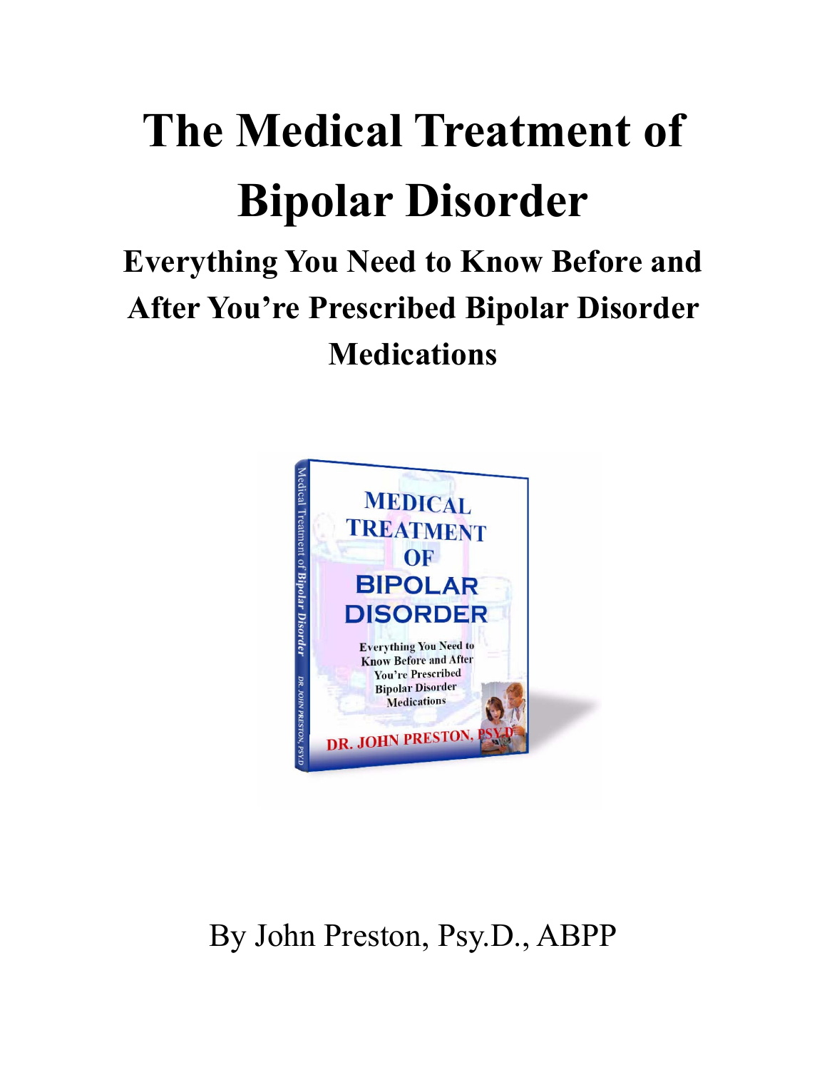# The Medical Treatment of Bipolar Disorder

## Everything You Need to Know Before and After You're Prescribed Bipolar Disorder Medications

By John Preston, Psy.D., ABPP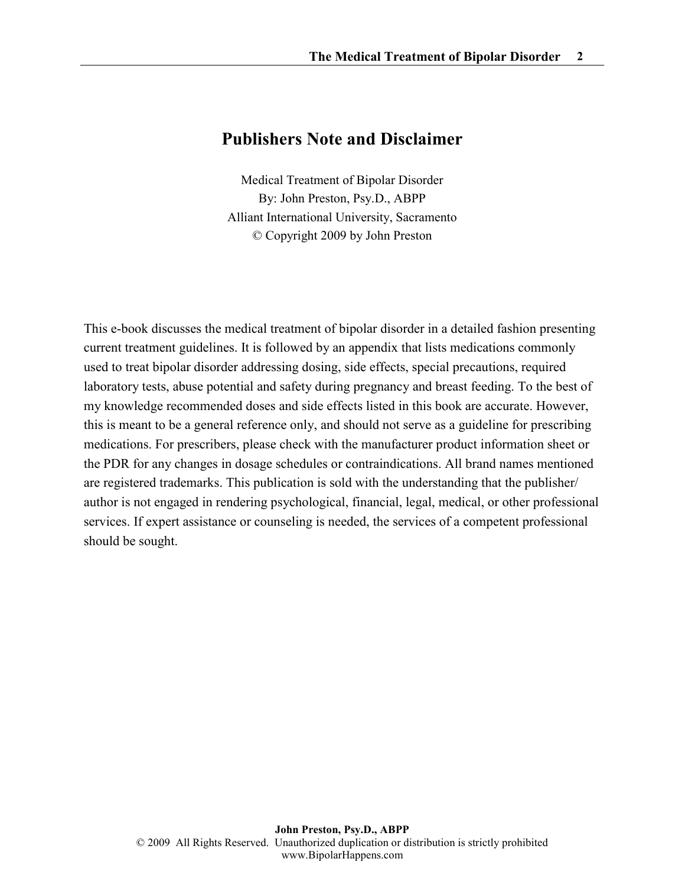# Publishers Note and Disclaimer

Medical Treatment of Bipolar Disorder
By: John Preston, Psy.D., ABPP
Alliant International University, Sacramento
© Copyright 2009 by John Preston

This e-book discusses the medical treatment of bipolar disorder in a detailed fashion presenting current treatment guidelines. It is followed by an appendix that lists medications commonly used to treat bipolar disorder addressing dosing, side effects, special precautions, required laboratory tests, abuse potential and safety during pregnancy and breast feeding. To the best of my knowledge recommended doses and side effects listed in this book are accurate. However, this is meant to be a general reference only, and should not serve as a guideline for prescribing medications. For prescribers, please check with the manufacturer product information sheet or the PDR for any changes in dosage schedules or contraindications. All brand names mentioned are registered trademarks. This publication is sold with the understanding that the publisher/author is not engaged in rendering psychological, financial, legal, medical, or other professional services. If expert assistance or counseling is needed, the services of a competent professional should be sought.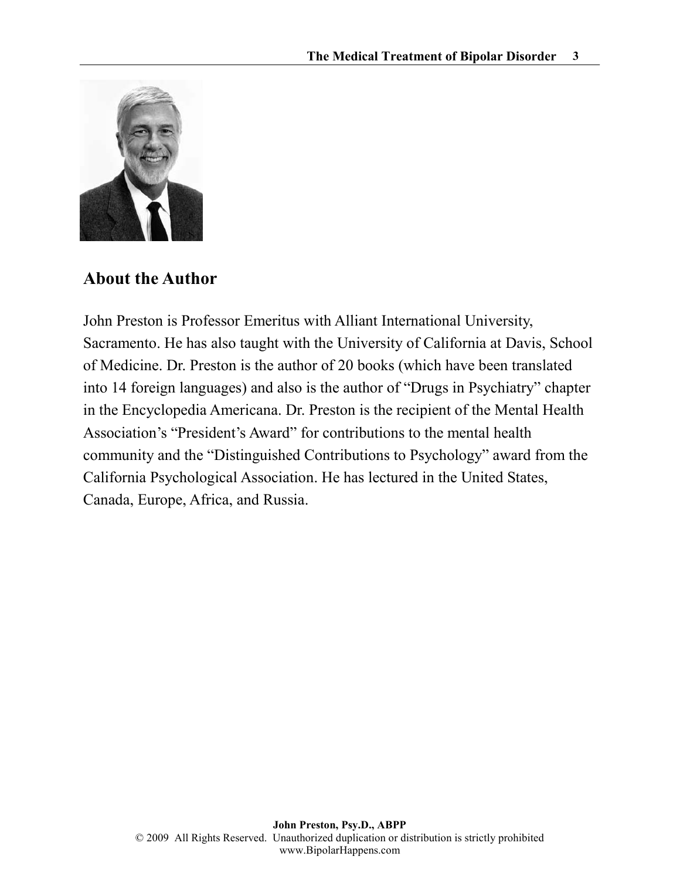## About the Author

John Preston is Professor Emeritus with Alliant International University, Sacramento. He has also taught with the University of California at Davis, School of Medicine. Dr. Preston is the author of 20 books (which have been translated into 14 foreign languages) and also is the author of "Drugs in Psychiatry" chapter in the Encyclopedia Americana. Dr. Preston is the recipient of the Mental Health Association's "President's Award" for contributions to the mental health community and the "Distinguished Contributions to Psychology" award from the California Psychological Association. He has lectured in the United States, Canada, Europe, Africa, and Russia.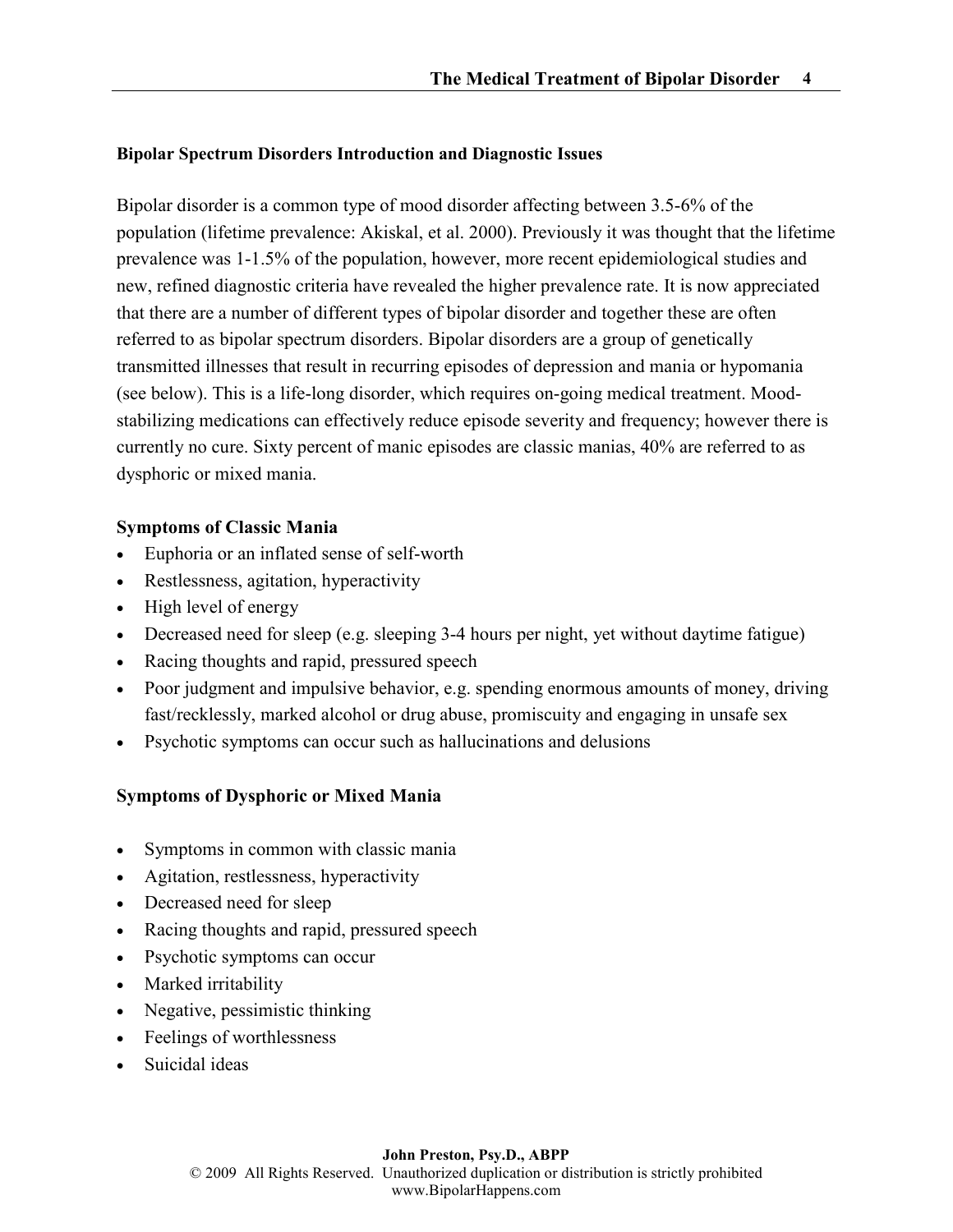## Bipolar Spectrum Disorders Introduction and Diagnostic Issues

Bipolar disorder is a common type of mood disorder affecting between 3.5-6% of the population (lifetime prevalence: Akiskal, et al. 2000). Previously it was thought that the lifetime prevalence was 1-1.5% of the population, however, more recent epidemiological studies and new, refined diagnostic criteria have revealed the higher prevalence rate. It is now appreciated that there are a number of different types of bipolar disorder and together these are often referred to as bipolar spectrum disorders. Bipolar disorders are a group of genetically transmitted illnesses that result in recurring episodes of depression and mania or hypomania (see below). This is a life-long disorder, which requires on-going medical treatment. Mood-stabilizing medications can effectively reduce episode severity and frequency; however there is currently no cure. Sixty percent of manic episodes are classic manias, 40% are referred to as dysphoric or mixed mania.

### Symptoms of Classic Mania

- Euphoria or an inflated sense of self-worth
- Restlessness, agitation, hyperactivity
- High level of energy
- Decreased need for sleep (e.g. sleeping 3-4 hours per night, yet without daytime fatigue)
- Racing thoughts and rapid, pressured speech
- Poor judgment and impulsive behavior, e.g. spending enormous amounts of money, driving fast/recklessly, marked alcohol or drug abuse, promiscuity and engaging in unsafe sex
- Psychotic symptoms can occur such as hallucinations and delusions

### Symptoms of Dysphoric or Mixed Mania

- Symptoms in common with classic mania
- Agitation, restlessness, hyperactivity
- Decreased need for sleep
- Racing thoughts and rapid, pressured speech
- Psychotic symptoms can occur
- Marked irritability
- Negative, pessimistic thinking
- Feelings of worthlessness
- Suicidal ideas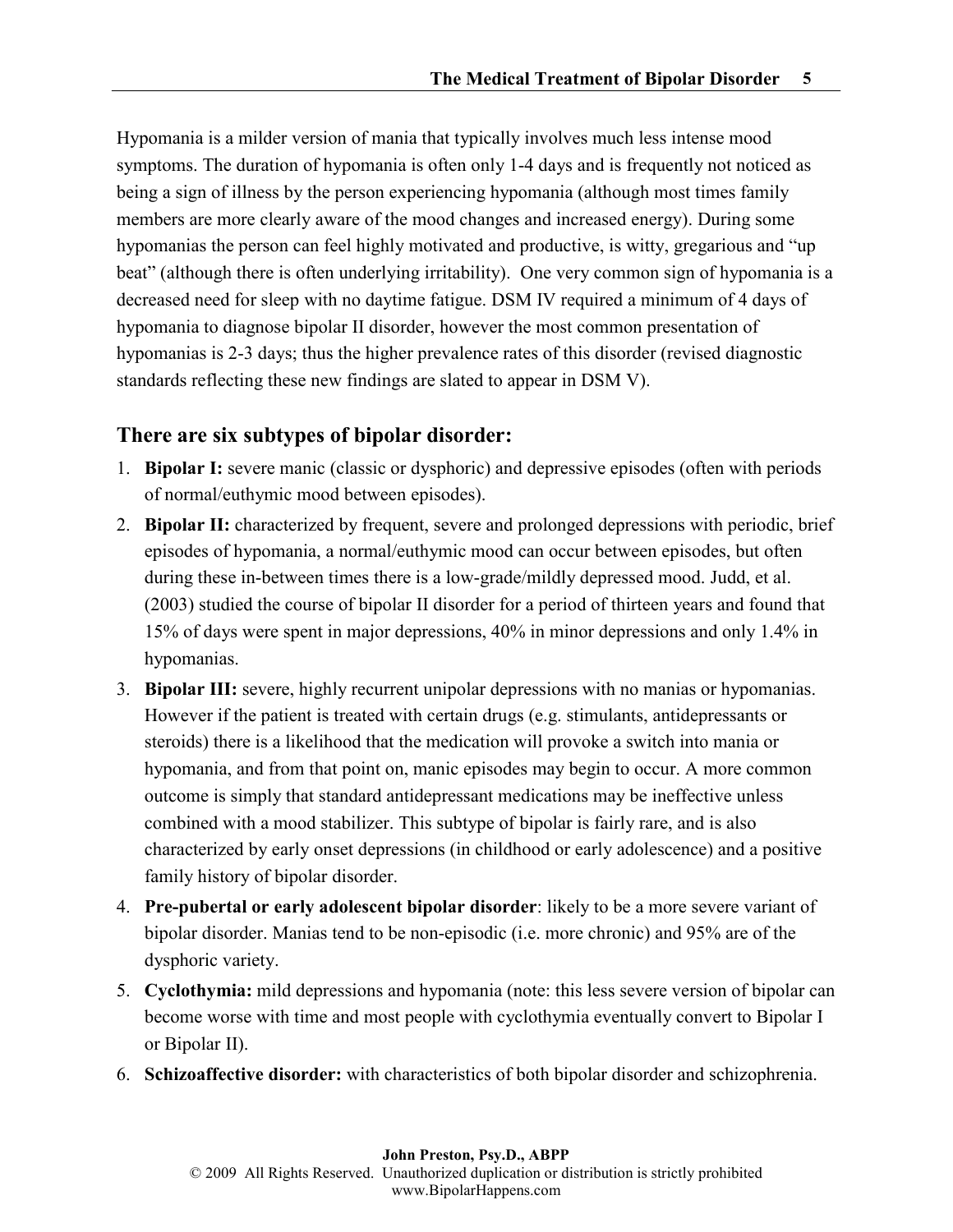Hypomania is a milder version of mania that typically involves much less intense mood symptoms. The duration of hypomania is often only 1-4 days and is frequently not noticed as being a sign of illness by the person experiencing hypomania (although most times family members are more clearly aware of the mood changes and increased energy). During some hypomanias the person can feel highly motivated and productive, is witty, gregarious and "up beat" (although there is often underlying irritability). One very common sign of hypomania is a decreased need for sleep with no daytime fatigue. DSM IV required a minimum of 4 days of hypomania to diagnose bipolar II disorder, however the most common presentation of hypomanias is 2-3 days; thus the higher prevalence rates of this disorder (revised diagnostic standards reflecting these new findings are slated to appear in DSM V).

## There are six subtypes of bipolar disorder:

1. **Bipolar I:** severe manic (classic or dysphoric) and depressive episodes (often with periods of normal/euthymic mood between episodes).
2. **Bipolar II:** characterized by frequent, severe and prolonged depressions with periodic, brief episodes of hypomania, a normal/euthymic mood can occur between episodes, but often during these in-between times there is a low-grade/mildly depressed mood. Judd, et al. (2003) studied the course of bipolar II disorder for a period of thirteen years and found that 15% of days were spent in major depressions, 40% in minor depressions and only 1.4% in hypomanias.
3. **Bipolar III:** severe, highly recurrent unipolar depressions with no manias or hypomanias. However if the patient is treated with certain drugs (e.g. stimulants, antidepressants or steroids) there is a likelihood that the medication will provoke a switch into mania or hypomania, and from that point on, manic episodes may begin to occur. A more common outcome is simply that standard antidepressant medications may be ineffective unless combined with a mood stabilizer. This subtype of bipolar is fairly rare, and is also characterized by early onset depressions (in childhood or early adolescence) and a positive family history of bipolar disorder.
4. **Pre-pubertal or early adolescent bipolar disorder**: likely to be a more severe variant of bipolar disorder. Manias tend to be non-episodic (i.e. more chronic) and 95% are of the dysphoric variety.
5. **Cyclothymia:** mild depressions and hypomania (note: this less severe version of bipolar can become worse with time and most people with cyclothymia eventually convert to Bipolar I or Bipolar II).
6. **Schizoaffective disorder:** with characteristics of both bipolar disorder and schizophrenia.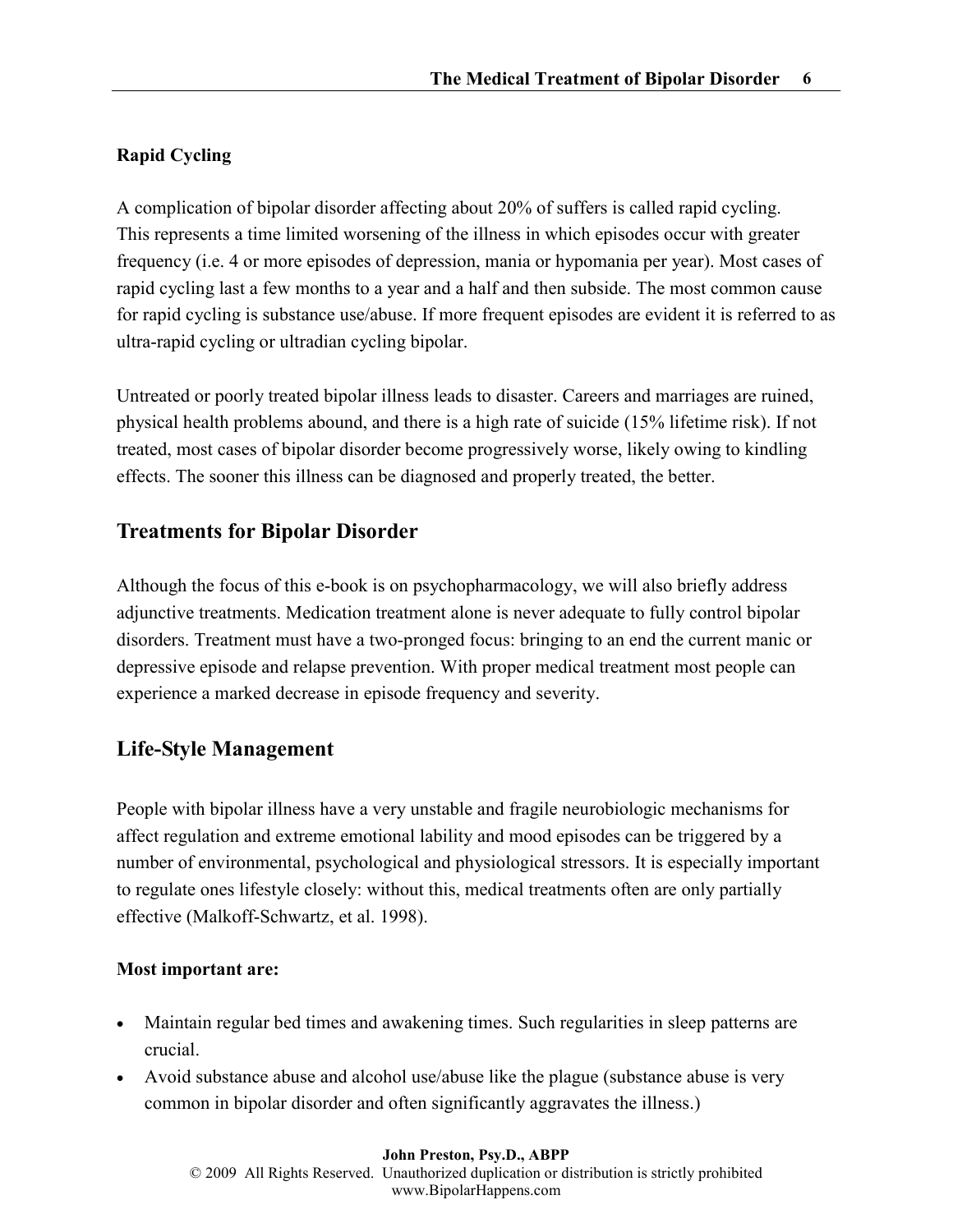**Rapid Cycling**

A complication of bipolar disorder affecting about 20% of suffers is called rapid cycling. This represents a time limited worsening of the illness in which episodes occur with greater frequency (i.e. 4 or more episodes of depression, mania or hypomania per year). Most cases of rapid cycling last a few months to a year and a half and then subside. The most common cause for rapid cycling is substance use/abuse. If more frequent episodes are evident it is referred to as ultra-rapid cycling or ultradian cycling bipolar.

Untreated or poorly treated bipolar illness leads to disaster. Careers and marriages are ruined, physical health problems abound, and there is a high rate of suicide (15% lifetime risk). If not treated, most cases of bipolar disorder become progressively worse, likely owing to kindling effects. The sooner this illness can be diagnosed and properly treated, the better.

## Treatments for Bipolar Disorder

Although the focus of this e-book is on psychopharmacology, we will also briefly address adjunctive treatments. Medication treatment alone is never adequate to fully control bipolar disorders. Treatment must have a two-pronged focus: bringing to an end the current manic or depressive episode and relapse prevention. With proper medical treatment most people can experience a marked decrease in episode frequency and severity.

## Life-Style Management

People with bipolar illness have a very unstable and fragile neurobiologic mechanisms for affect regulation and extreme emotional lability and mood episodes can be triggered by a number of environmental, psychological and physiological stressors. It is especially important to regulate ones lifestyle closely: without this, medical treatments often are only partially effective (Malkoff-Schwartz, et al. 1998).

**Most important are:**

- Maintain regular bed times and awakening times. Such regularities in sleep patterns are crucial.
- Avoid substance abuse and alcohol use/abuse like the plague (substance abuse is very common in bipolar disorder and often significantly aggravates the illness.)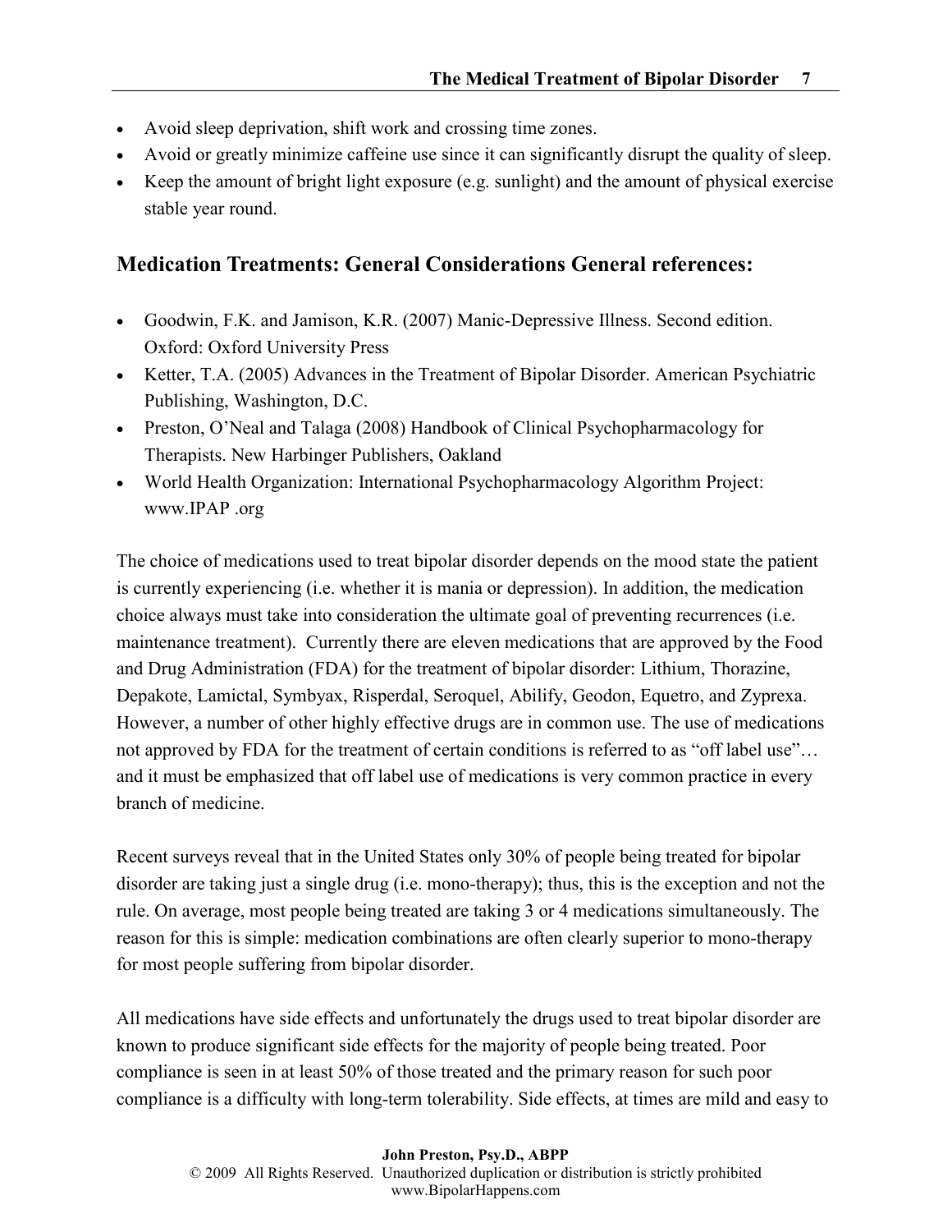- Avoid sleep deprivation, shift work and crossing time zones.
- Avoid or greatly minimize caffeine use since it can significantly disrupt the quality of sleep.
- Keep the amount of bright light exposure (e.g. sunlight) and the amount of physical exercise stable year round.

## Medication Treatments: General Considerations General references:

- Goodwin, F.K. and Jamison, K.R. (2007) Manic-Depressive Illness. Second edition. Oxford: Oxford University Press
- Ketter, T.A. (2005) Advances in the Treatment of Bipolar Disorder. American Psychiatric Publishing, Washington, D.C.
- Preston, O'Neal and Talaga (2008) Handbook of Clinical Psychopharmacology for Therapists. New Harbinger Publishers, Oakland
- World Health Organization: International Psychopharmacology Algorithm Project: www.IPAP .org

The choice of medications used to treat bipolar disorder depends on the mood state the patient is currently experiencing (i.e. whether it is mania or depression). In addition, the medication choice always must take into consideration the ultimate goal of preventing recurrences (i.e. maintenance treatment). Currently there are eleven medications that are approved by the Food and Drug Administration (FDA) for the treatment of bipolar disorder: Lithium, Thorazine, Depakote, Lamictal, Symbyax, Risperdal, Seroquel, Abilify, Geodon, Equetro, and Zyprexa. However, a number of other highly effective drugs are in common use. The use of medications not approved by FDA for the treatment of certain conditions is referred to as "off label use"… and it must be emphasized that off label use of medications is very common practice in every branch of medicine.

Recent surveys reveal that in the United States only 30% of people being treated for bipolar disorder are taking just a single drug (i.e. mono-therapy); thus, this is the exception and not the rule. On average, most people being treated are taking 3 or 4 medications simultaneously. The reason for this is simple: medication combinations are often clearly superior to mono-therapy for most people suffering from bipolar disorder.

All medications have side effects and unfortunately the drugs used to treat bipolar disorder are known to produce significant side effects for the majority of people being treated. Poor compliance is seen in at least 50% of those treated and the primary reason for such poor compliance is a difficulty with long-term tolerability. Side effects, at times are mild and easy to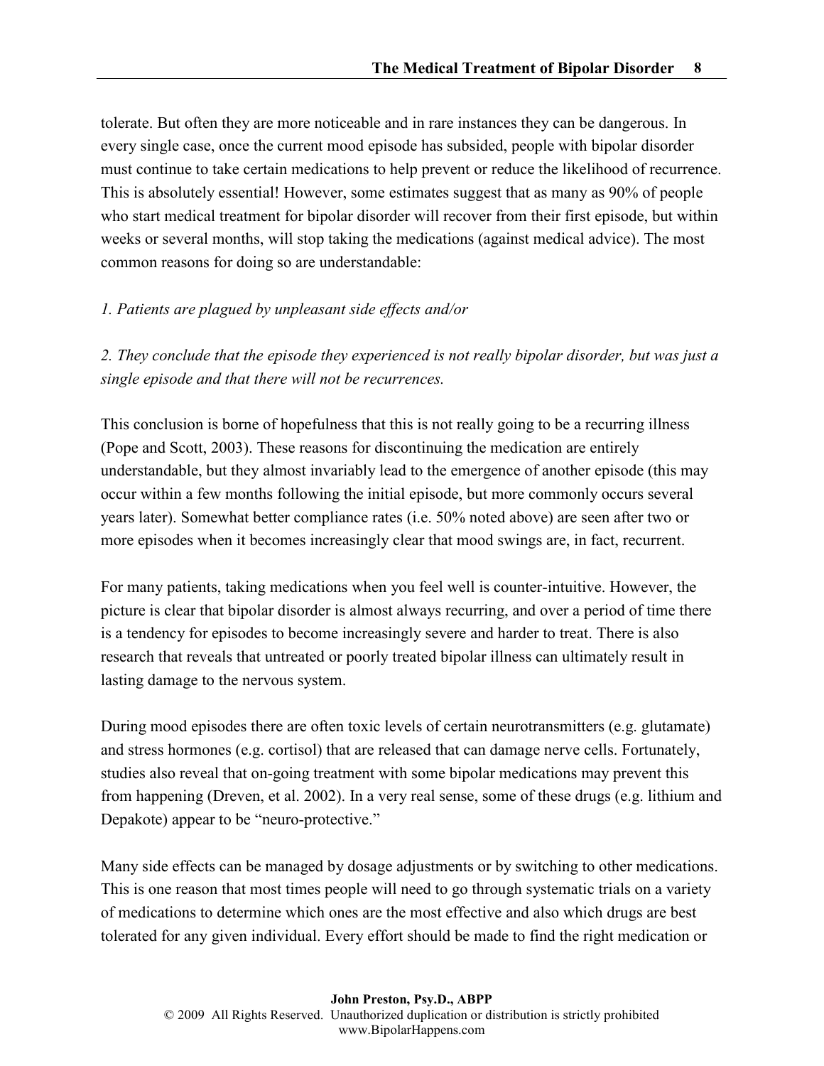tolerate. But often they are more noticeable and in rare instances they can be dangerous. In every single case, once the current mood episode has subsided, people with bipolar disorder must continue to take certain medications to help prevent or reduce the likelihood of recurrence. This is absolutely essential! However, some estimates suggest that as many as 90% of people who start medical treatment for bipolar disorder will recover from their first episode, but within weeks or several months, will stop taking the medications (against medical advice). The most common reasons for doing so are understandable:

*1. Patients are plagued by unpleasant side effects and/or*

*2. They conclude that the episode they experienced is not really bipolar disorder, but was just a single episode and that there will not be recurrences.*

This conclusion is borne of hopefulness that this is not really going to be a recurring illness (Pope and Scott, 2003). These reasons for discontinuing the medication are entirely understandable, but they almost invariably lead to the emergence of another episode (this may occur within a few months following the initial episode, but more commonly occurs several years later). Somewhat better compliance rates (i.e. 50% noted above) are seen after two or more episodes when it becomes increasingly clear that mood swings are, in fact, recurrent.

For many patients, taking medications when you feel well is counter-intuitive. However, the picture is clear that bipolar disorder is almost always recurring, and over a period of time there is a tendency for episodes to become increasingly severe and harder to treat. There is also research that reveals that untreated or poorly treated bipolar illness can ultimately result in lasting damage to the nervous system.

During mood episodes there are often toxic levels of certain neurotransmitters (e.g. glutamate) and stress hormones (e.g. cortisol) that are released that can damage nerve cells. Fortunately, studies also reveal that on-going treatment with some bipolar medications may prevent this from happening (Dreven, et al. 2002). In a very real sense, some of these drugs (e.g. lithium and Depakote) appear to be "neuro-protective."

Many side effects can be managed by dosage adjustments or by switching to other medications. This is one reason that most times people will need to go through systematic trials on a variety of medications to determine which ones are the most effective and also which drugs are best tolerated for any given individual. Every effort should be made to find the right medication or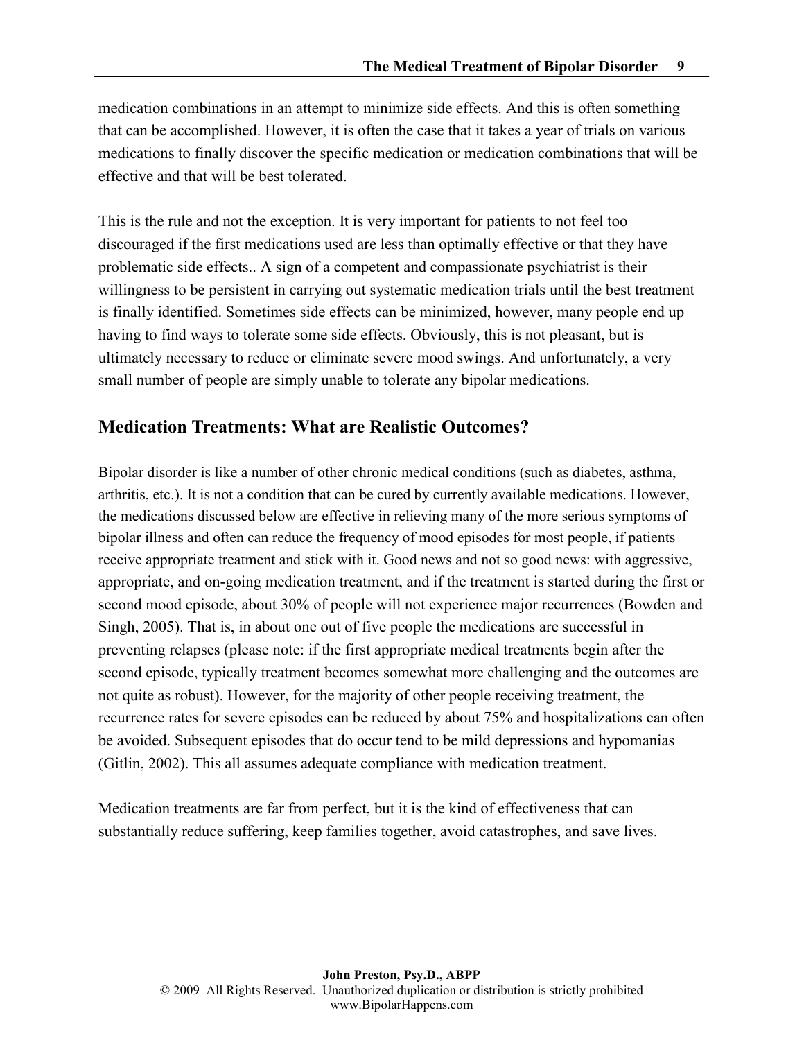medication combinations in an attempt to minimize side effects. And this is often something that can be accomplished. However, it is often the case that it takes a year of trials on various medications to finally discover the specific medication or medication combinations that will be effective and that will be best tolerated.

This is the rule and not the exception. It is very important for patients to not feel too discouraged if the first medications used are less than optimally effective or that they have problematic side effects.. A sign of a competent and compassionate psychiatrist is their willingness to be persistent in carrying out systematic medication trials until the best treatment is finally identified. Sometimes side effects can be minimized, however, many people end up having to find ways to tolerate some side effects. Obviously, this is not pleasant, but is ultimately necessary to reduce or eliminate severe mood swings. And unfortunately, a very small number of people are simply unable to tolerate any bipolar medications.

## Medication Treatments: What are Realistic Outcomes?

Bipolar disorder is like a number of other chronic medical conditions (such as diabetes, asthma, arthritis, etc.). It is not a condition that can be cured by currently available medications. However, the medications discussed below are effective in relieving many of the more serious symptoms of bipolar illness and often can reduce the frequency of mood episodes for most people, if patients receive appropriate treatment and stick with it. Good news and not so good news: with aggressive, appropriate, and on-going medication treatment, and if the treatment is started during the first or second mood episode, about 30% of people will not experience major recurrences (Bowden and Singh, 2005). That is, in about one out of five people the medications are successful in preventing relapses (please note: if the first appropriate medical treatments begin after the second episode, typically treatment becomes somewhat more challenging and the outcomes are not quite as robust). However, for the majority of other people receiving treatment, the recurrence rates for severe episodes can be reduced by about 75% and hospitalizations can often be avoided. Subsequent episodes that do occur tend to be mild depressions and hypomanias (Gitlin, 2002). This all assumes adequate compliance with medication treatment.

Medication treatments are far from perfect, but it is the kind of effectiveness that can substantially reduce suffering, keep families together, avoid catastrophes, and save lives.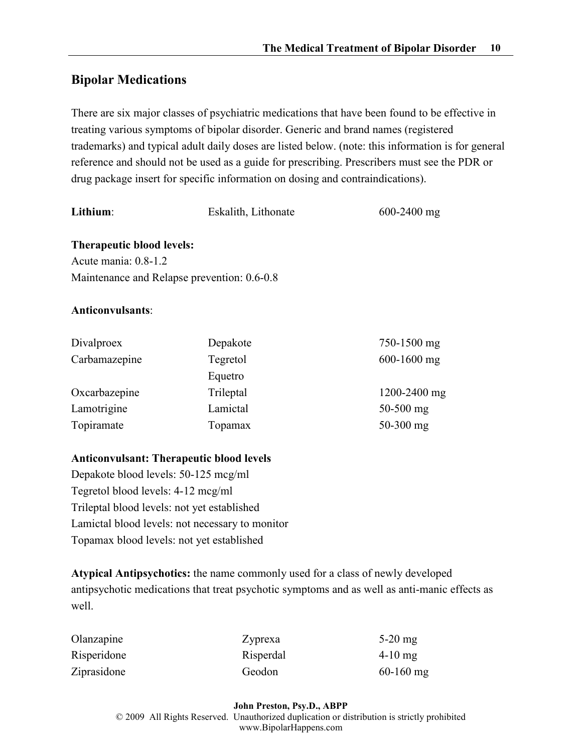## Bipolar Medications

There are six major classes of psychiatric medications that have been found to be effective in treating various symptoms of bipolar disorder. Generic and brand names (registered trademarks) and typical adult daily doses are listed below. (note: this information is for general reference and should not be used as a guide for prescribing. Prescribers must see the PDR or drug package insert for specific information on dosing and contraindications).

| | | |
|---|---|---|
| **Lithium**: | Eskalith, Lithonate | 600-2400 mg |

**Therapeutic blood levels:**
Acute mania: 0.8-1.2
Maintenance and Relapse prevention: 0.6-0.8

**Anticonvulsants**:

| | | |
|---|---|---|
| Divalproex | Depakote | 750-1500 mg |
| Carbamazepine | Tegretol | 600-1600 mg |
| | Equetro | |
| Oxcarbazepine | Trileptal | 1200-2400 mg |
| Lamotrigine | Lamictal | 50-500 mg |
| Topiramate | Topamax | 50-300 mg |

**Anticonvulsant: Therapeutic blood levels**
Depakote blood levels: 50-125 mcg/ml
Tegretol blood levels: 4-12 mcg/ml
Trileptal blood levels: not yet established
Lamictal blood levels: not necessary to monitor
Topamax blood levels: not yet established

**Atypical Antipsychotics:** the name commonly used for a class of newly developed antipsychotic medications that treat psychotic symptoms and as well as anti-manic effects as well.

| | | |
|---|---|---|
| Olanzapine | Zyprexa | 5-20 mg |
| Risperidone | Risperdal | 4-10 mg |
| Ziprasidone | Geodon | 60-160 mg |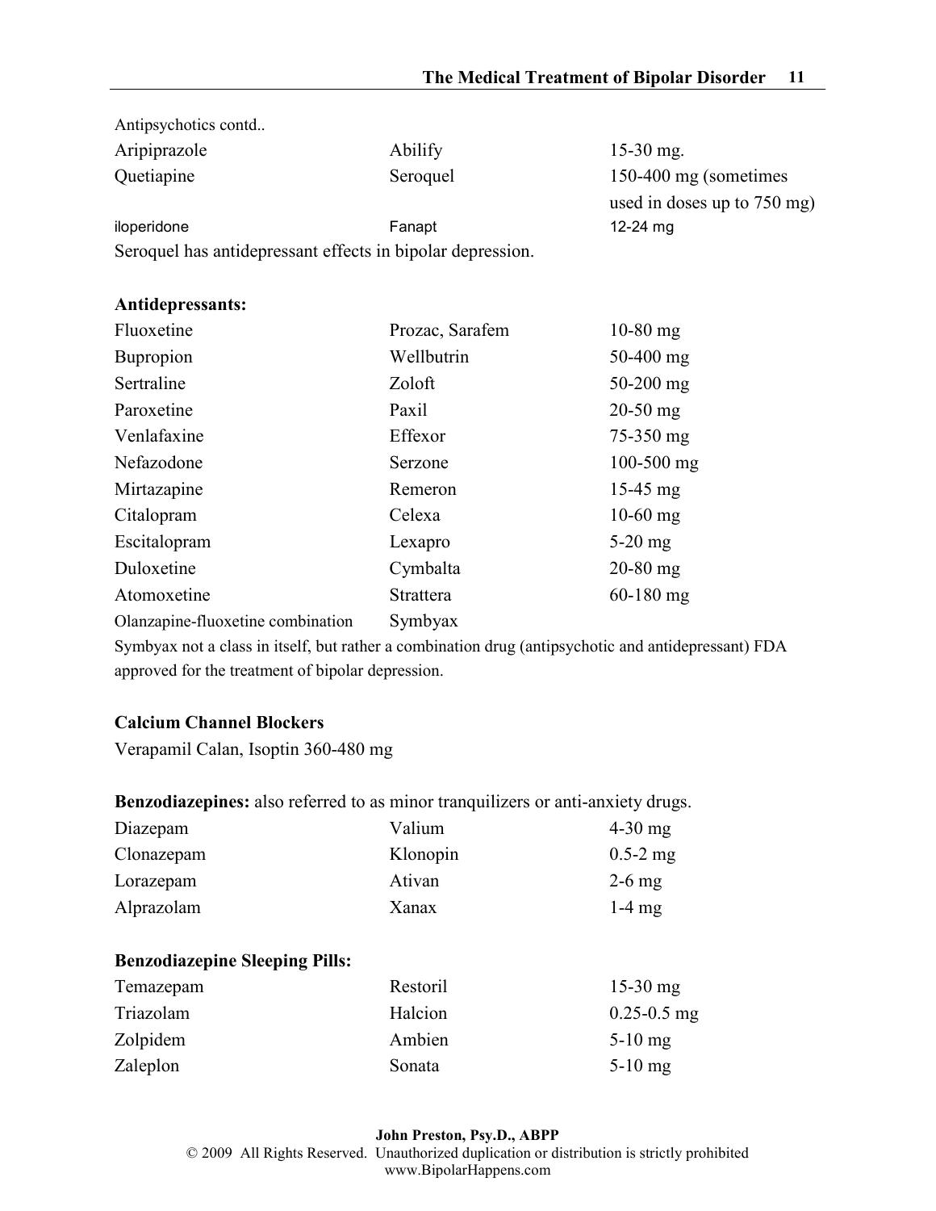Antipsychotics contd..

| | | |
|---|---|---|
| Aripiprazole | Abilify | 15-30 mg. |
| Quetiapine | Seroquel | 150-400 mg (sometimes used in doses up to 750 mg) |
| iloperidone | Fanapt | 12-24 mg |

Seroquel has antidepressant effects in bipolar depression.

**Antidepressants:**

| | | |
|---|---|---|
| Fluoxetine | Prozac, Sarafem | 10-80 mg |
| Bupropion | Wellbutrin | 50-400 mg |
| Sertraline | Zoloft | 50-200 mg |
| Paroxetine | Paxil | 20-50 mg |
| Venlafaxine | Effexor | 75-350 mg |
| Nefazodone | Serzone | 100-500 mg |
| Mirtazapine | Remeron | 15-45 mg |
| Citalopram | Celexa | 10-60 mg |
| Escitalopram | Lexapro | 5-20 mg |
| Duloxetine | Cymbalta | 20-80 mg |
| Atomoxetine | Strattera | 60-180 mg |
| Olanzapine-fluoxetine combination | Symbyax | |

Symbyax not a class in itself, but rather a combination drug (antipsychotic and antidepressant) FDA approved for the treatment of bipolar depression.

**Calcium Channel Blockers**

Verapamil Calan, Isoptin 360-480 mg

**Benzodiazepines:** also referred to as minor tranquilizers or anti-anxiety drugs.

| | | |
|---|---|---|
| Diazepam | Valium | 4-30 mg |
| Clonazepam | Klonopin | 0.5-2 mg |
| Lorazepam | Ativan | 2-6 mg |
| Alprazolam | Xanax | 1-4 mg |

**Benzodiazepine Sleeping Pills:**

| | | |
|---|---|---|
| Temazepam | Restoril | 15-30 mg |
| Triazolam | Halcion | 0.25-0.5 mg |
| Zolpidem | Ambien | 5-10 mg |
| Zaleplon | Sonata | 5-10 mg |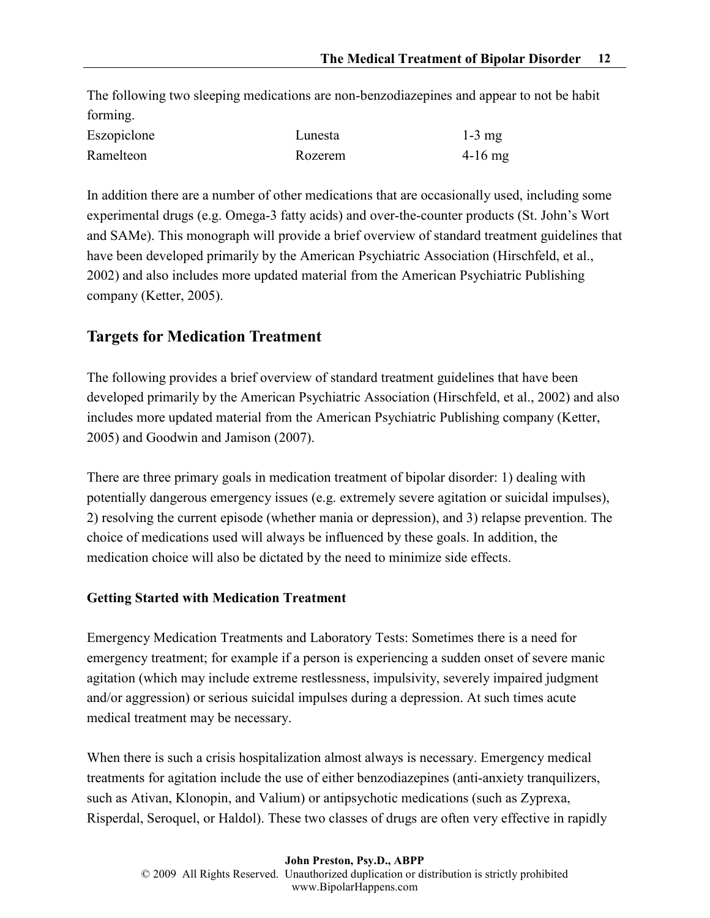The following two sleeping medications are non-benzodiazepines and appear to not be habit forming.

| | | |
|---|---|---|
| Eszopiclone | Lunesta | 1-3 mg |
| Ramelteon | Rozerem | 4-16 mg |

In addition there are a number of other medications that are occasionally used, including some experimental drugs (e.g. Omega-3 fatty acids) and over-the-counter products (St. John's Wort and SAMe). This monograph will provide a brief overview of standard treatment guidelines that have been developed primarily by the American Psychiatric Association (Hirschfeld, et al., 2002) and also includes more updated material from the American Psychiatric Publishing company (Ketter, 2005).

## Targets for Medication Treatment

The following provides a brief overview of standard treatment guidelines that have been developed primarily by the American Psychiatric Association (Hirschfeld, et al., 2002) and also includes more updated material from the American Psychiatric Publishing company (Ketter, 2005) and Goodwin and Jamison (2007).

There are three primary goals in medication treatment of bipolar disorder: 1) dealing with potentially dangerous emergency issues (e.g. extremely severe agitation or suicidal impulses), 2) resolving the current episode (whether mania or depression), and 3) relapse prevention. The choice of medications used will always be influenced by these goals. In addition, the medication choice will also be dictated by the need to minimize side effects.

### Getting Started with Medication Treatment

Emergency Medication Treatments and Laboratory Tests: Sometimes there is a need for emergency treatment; for example if a person is experiencing a sudden onset of severe manic agitation (which may include extreme restlessness, impulsivity, severely impaired judgment and/or aggression) or serious suicidal impulses during a depression. At such times acute medical treatment may be necessary.

When there is such a crisis hospitalization almost always is necessary. Emergency medical treatments for agitation include the use of either benzodiazepines (anti-anxiety tranquilizers, such as Ativan, Klonopin, and Valium) or antipsychotic medications (such as Zyprexa, Risperdal, Seroquel, or Haldol). These two classes of drugs are often very effective in rapidly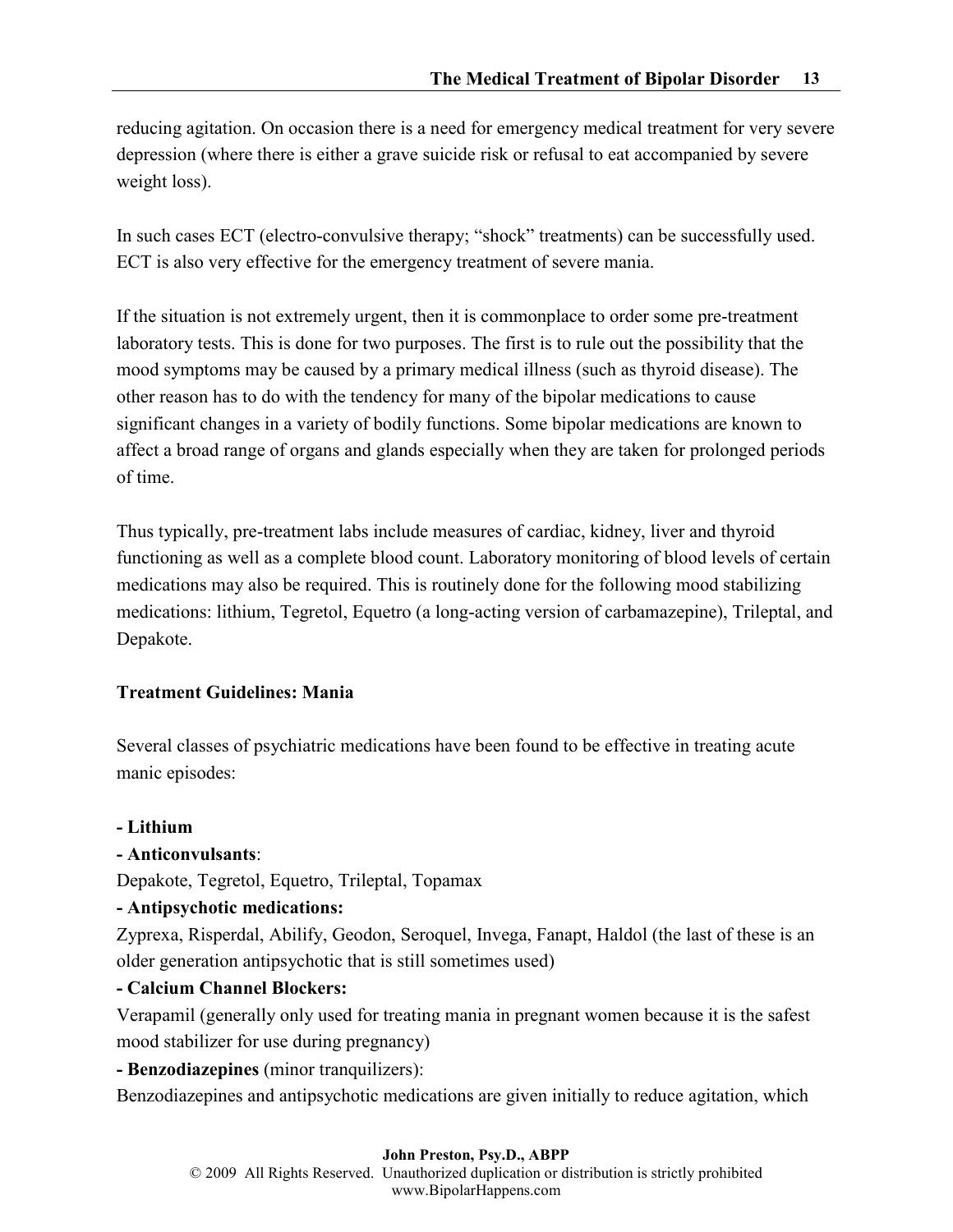reducing agitation. On occasion there is a need for emergency medical treatment for very severe depression (where there is either a grave suicide risk or refusal to eat accompanied by severe weight loss).

In such cases ECT (electro-convulsive therapy; "shock" treatments) can be successfully used. ECT is also very effective for the emergency treatment of severe mania.

If the situation is not extremely urgent, then it is commonplace to order some pre-treatment laboratory tests. This is done for two purposes. The first is to rule out the possibility that the mood symptoms may be caused by a primary medical illness (such as thyroid disease). The other reason has to do with the tendency for many of the bipolar medications to cause significant changes in a variety of bodily functions. Some bipolar medications are known to affect a broad range of organs and glands especially when they are taken for prolonged periods of time.

Thus typically, pre-treatment labs include measures of cardiac, kidney, liver and thyroid functioning as well as a complete blood count. Laboratory monitoring of blood levels of certain medications may also be required. This is routinely done for the following mood stabilizing medications: lithium, Tegretol, Equetro (a long-acting version of carbamazepine), Trileptal, and Depakote.

**Treatment Guidelines: Mania**

Several classes of psychiatric medications have been found to be effective in treating acute manic episodes:

**- Lithium**

**- Anticonvulsants**:

Depakote, Tegretol, Equetro, Trileptal, Topamax

**- Antipsychotic medications:**

Zyprexa, Risperdal, Abilify, Geodon, Seroquel, Invega, Fanapt, Haldol (the last of these is an older generation antipsychotic that is still sometimes used)

**- Calcium Channel Blockers:**

Verapamil (generally only used for treating mania in pregnant women because it is the safest mood stabilizer for use during pregnancy)

**- Benzodiazepines** (minor tranquilizers):

Benzodiazepines and antipsychotic medications are given initially to reduce agitation, which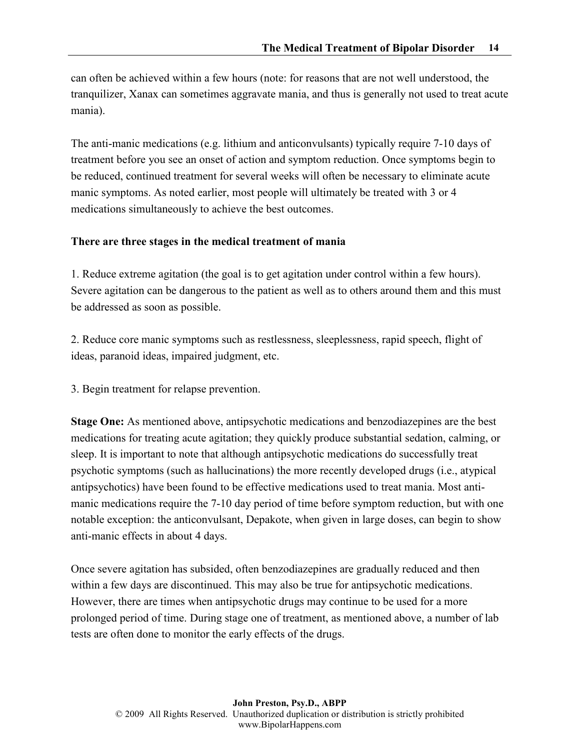can often be achieved within a few hours (note: for reasons that are not well understood, the tranquilizer, Xanax can sometimes aggravate mania, and thus is generally not used to treat acute mania).

The anti-manic medications (e.g. lithium and anticonvulsants) typically require 7-10 days of treatment before you see an onset of action and symptom reduction. Once symptoms begin to be reduced, continued treatment for several weeks will often be necessary to eliminate acute manic symptoms. As noted earlier, most people will ultimately be treated with 3 or 4 medications simultaneously to achieve the best outcomes.

**There are three stages in the medical treatment of mania**

1. Reduce extreme agitation (the goal is to get agitation under control within a few hours). Severe agitation can be dangerous to the patient as well as to others around them and this must be addressed as soon as possible.

2. Reduce core manic symptoms such as restlessness, sleeplessness, rapid speech, flight of ideas, paranoid ideas, impaired judgment, etc.

3. Begin treatment for relapse prevention.

**Stage One:** As mentioned above, antipsychotic medications and benzodiazepines are the best medications for treating acute agitation; they quickly produce substantial sedation, calming, or sleep. It is important to note that although antipsychotic medications do successfully treat psychotic symptoms (such as hallucinations) the more recently developed drugs (i.e., atypical antipsychotics) have been found to be effective medications used to treat mania. Most anti-manic medications require the 7-10 day period of time before symptom reduction, but with one notable exception: the anticonvulsant, Depakote, when given in large doses, can begin to show anti-manic effects in about 4 days.

Once severe agitation has subsided, often benzodiazepines are gradually reduced and then within a few days are discontinued. This may also be true for antipsychotic medications. However, there are times when antipsychotic drugs may continue to be used for a more prolonged period of time. During stage one of treatment, as mentioned above, a number of lab tests are often done to monitor the early effects of the drugs.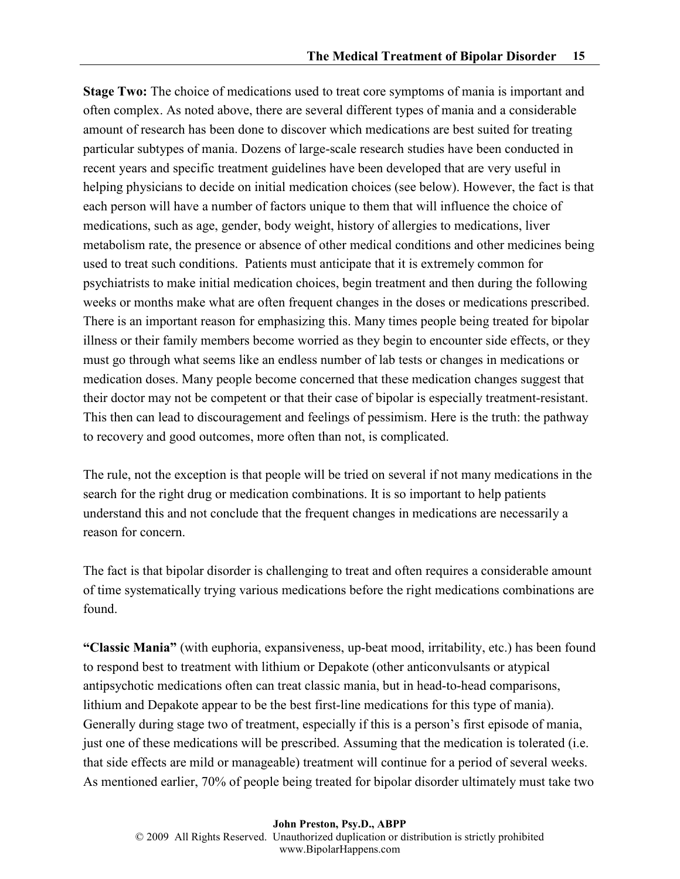**Stage Two:** The choice of medications used to treat core symptoms of mania is important and often complex. As noted above, there are several different types of mania and a considerable amount of research has been done to discover which medications are best suited for treating particular subtypes of mania. Dozens of large-scale research studies have been conducted in recent years and specific treatment guidelines have been developed that are very useful in helping physicians to decide on initial medication choices (see below). However, the fact is that each person will have a number of factors unique to them that will influence the choice of medications, such as age, gender, body weight, history of allergies to medications, liver metabolism rate, the presence or absence of other medical conditions and other medicines being used to treat such conditions. Patients must anticipate that it is extremely common for psychiatrists to make initial medication choices, begin treatment and then during the following weeks or months make what are often frequent changes in the doses or medications prescribed. There is an important reason for emphasizing this. Many times people being treated for bipolar illness or their family members become worried as they begin to encounter side effects, or they must go through what seems like an endless number of lab tests or changes in medications or medication doses. Many people become concerned that these medication changes suggest that their doctor may not be competent or that their case of bipolar is especially treatment-resistant. This then can lead to discouragement and feelings of pessimism. Here is the truth: the pathway to recovery and good outcomes, more often than not, is complicated.

The rule, not the exception is that people will be tried on several if not many medications in the search for the right drug or medication combinations. It is so important to help patients understand this and not conclude that the frequent changes in medications are necessarily a reason for concern.

The fact is that bipolar disorder is challenging to treat and often requires a considerable amount of time systematically trying various medications before the right medications combinations are found.

**"Classic Mania"** (with euphoria, expansiveness, up-beat mood, irritability, etc.) has been found to respond best to treatment with lithium or Depakote (other anticonvulsants or atypical antipsychotic medications often can treat classic mania, but in head-to-head comparisons, lithium and Depakote appear to be the best first-line medications for this type of mania). Generally during stage two of treatment, especially if this is a person's first episode of mania, just one of these medications will be prescribed. Assuming that the medication is tolerated (i.e. that side effects are mild or manageable) treatment will continue for a period of several weeks. As mentioned earlier, 70% of people being treated for bipolar disorder ultimately must take two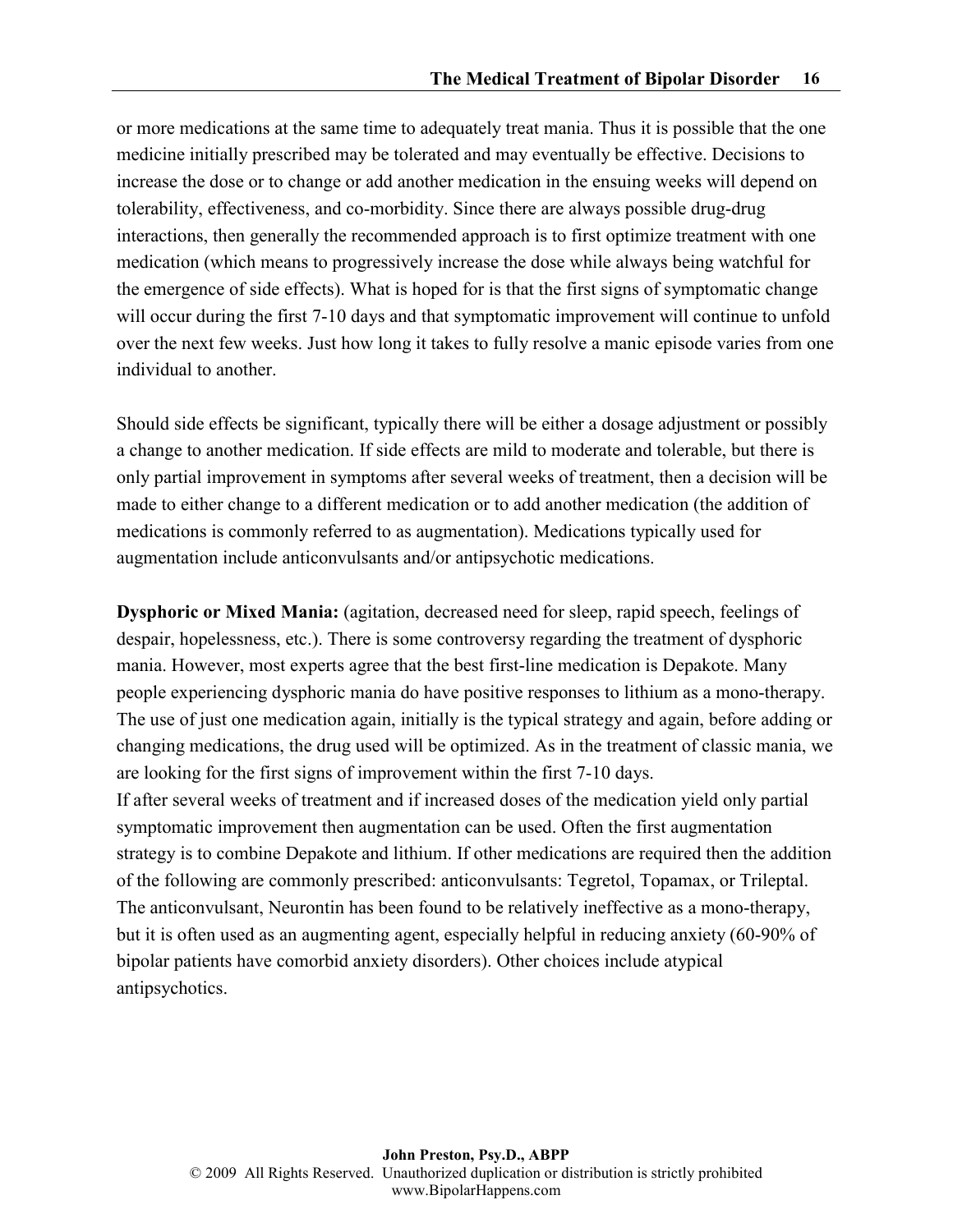or more medications at the same time to adequately treat mania. Thus it is possible that the one medicine initially prescribed may be tolerated and may eventually be effective. Decisions to increase the dose or to change or add another medication in the ensuing weeks will depend on tolerability, effectiveness, and co-morbidity. Since there are always possible drug-drug interactions, then generally the recommended approach is to first optimize treatment with one medication (which means to progressively increase the dose while always being watchful for the emergence of side effects). What is hoped for is that the first signs of symptomatic change will occur during the first 7-10 days and that symptomatic improvement will continue to unfold over the next few weeks. Just how long it takes to fully resolve a manic episode varies from one individual to another.

Should side effects be significant, typically there will be either a dosage adjustment or possibly a change to another medication. If side effects are mild to moderate and tolerable, but there is only partial improvement in symptoms after several weeks of treatment, then a decision will be made to either change to a different medication or to add another medication (the addition of medications is commonly referred to as augmentation). Medications typically used for augmentation include anticonvulsants and/or antipsychotic medications.

**Dysphoric or Mixed Mania:** (agitation, decreased need for sleep, rapid speech, feelings of despair, hopelessness, etc.). There is some controversy regarding the treatment of dysphoric mania. However, most experts agree that the best first-line medication is Depakote. Many people experiencing dysphoric mania do have positive responses to lithium as a mono-therapy. The use of just one medication again, initially is the typical strategy and again, before adding or changing medications, the drug used will be optimized. As in the treatment of classic mania, we are looking for the first signs of improvement within the first 7-10 days.

If after several weeks of treatment and if increased doses of the medication yield only partial symptomatic improvement then augmentation can be used. Often the first augmentation strategy is to combine Depakote and lithium. If other medications are required then the addition of the following are commonly prescribed: anticonvulsants: Tegretol, Topamax, or Trileptal. The anticonvulsant, Neurontin has been found to be relatively ineffective as a mono-therapy, but it is often used as an augmenting agent, especially helpful in reducing anxiety (60-90% of bipolar patients have comorbid anxiety disorders). Other choices include atypical antipsychotics.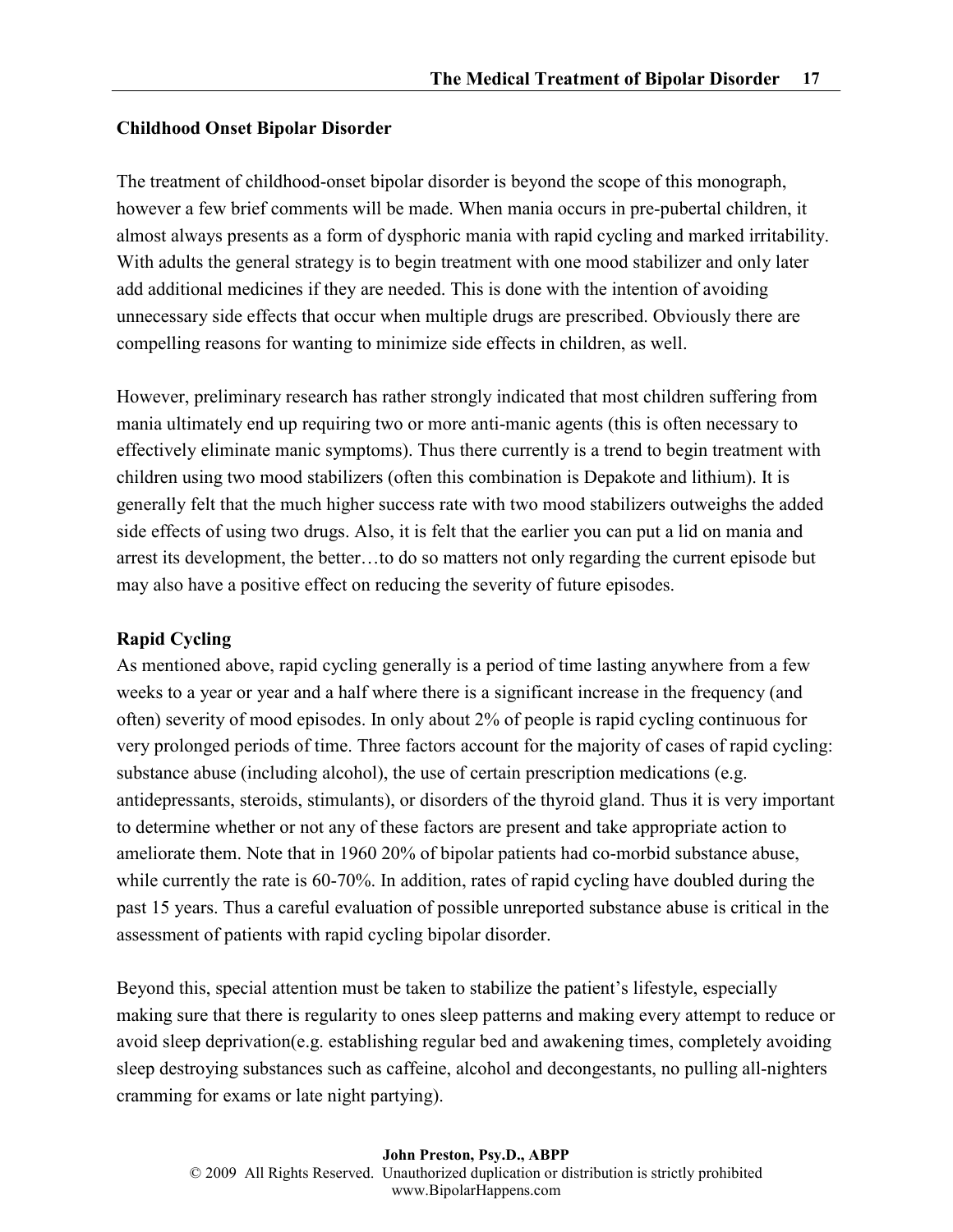**Childhood Onset Bipolar Disorder**

The treatment of childhood-onset bipolar disorder is beyond the scope of this monograph, however a few brief comments will be made. When mania occurs in pre-pubertal children, it almost always presents as a form of dysphoric mania with rapid cycling and marked irritability. With adults the general strategy is to begin treatment with one mood stabilizer and only later add additional medicines if they are needed. This is done with the intention of avoiding unnecessary side effects that occur when multiple drugs are prescribed. Obviously there are compelling reasons for wanting to minimize side effects in children, as well.

However, preliminary research has rather strongly indicated that most children suffering from mania ultimately end up requiring two or more anti-manic agents (this is often necessary to effectively eliminate manic symptoms). Thus there currently is a trend to begin treatment with children using two mood stabilizers (often this combination is Depakote and lithium). It is generally felt that the much higher success rate with two mood stabilizers outweighs the added side effects of using two drugs. Also, it is felt that the earlier you can put a lid on mania and arrest its development, the better…to do so matters not only regarding the current episode but may also have a positive effect on reducing the severity of future episodes.

**Rapid Cycling**

As mentioned above, rapid cycling generally is a period of time lasting anywhere from a few weeks to a year or year and a half where there is a significant increase in the frequency (and often) severity of mood episodes. In only about 2% of people is rapid cycling continuous for very prolonged periods of time. Three factors account for the majority of cases of rapid cycling: substance abuse (including alcohol), the use of certain prescription medications (e.g. antidepressants, steroids, stimulants), or disorders of the thyroid gland. Thus it is very important to determine whether or not any of these factors are present and take appropriate action to ameliorate them. Note that in 1960 20% of bipolar patients had co-morbid substance abuse, while currently the rate is 60-70%. In addition, rates of rapid cycling have doubled during the past 15 years. Thus a careful evaluation of possible unreported substance abuse is critical in the assessment of patients with rapid cycling bipolar disorder.

Beyond this, special attention must be taken to stabilize the patient's lifestyle, especially making sure that there is regularity to ones sleep patterns and making every attempt to reduce or avoid sleep deprivation(e.g. establishing regular bed and awakening times, completely avoiding sleep destroying substances such as caffeine, alcohol and decongestants, no pulling all-nighters cramming for exams or late night partying).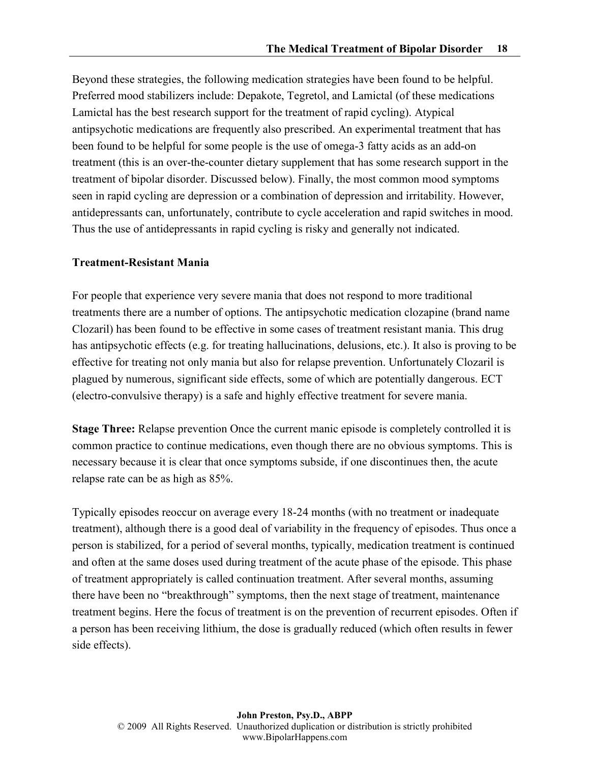Beyond these strategies, the following medication strategies have been found to be helpful. Preferred mood stabilizers include: Depakote, Tegretol, and Lamictal (of these medications Lamictal has the best research support for the treatment of rapid cycling). Atypical antipsychotic medications are frequently also prescribed. An experimental treatment that has been found to be helpful for some people is the use of omega-3 fatty acids as an add-on treatment (this is an over-the-counter dietary supplement that has some research support in the treatment of bipolar disorder. Discussed below). Finally, the most common mood symptoms seen in rapid cycling are depression or a combination of depression and irritability. However, antidepressants can, unfortunately, contribute to cycle acceleration and rapid switches in mood. Thus the use of antidepressants in rapid cycling is risky and generally not indicated.

### Treatment-Resistant Mania

For people that experience very severe mania that does not respond to more traditional treatments there are a number of options. The antipsychotic medication clozapine (brand name Clozaril) has been found to be effective in some cases of treatment resistant mania. This drug has antipsychotic effects (e.g. for treating hallucinations, delusions, etc.). It also is proving to be effective for treating not only mania but also for relapse prevention. Unfortunately Clozaril is plagued by numerous, significant side effects, some of which are potentially dangerous. ECT (electro-convulsive therapy) is a safe and highly effective treatment for severe mania.

**Stage Three:** Relapse prevention Once the current manic episode is completely controlled it is common practice to continue medications, even though there are no obvious symptoms. This is necessary because it is clear that once symptoms subside, if one discontinues then, the acute relapse rate can be as high as 85%.

Typically episodes reoccur on average every 18-24 months (with no treatment or inadequate treatment), although there is a good deal of variability in the frequency of episodes. Thus once a person is stabilized, for a period of several months, typically, medication treatment is continued and often at the same doses used during treatment of the acute phase of the episode. This phase of treatment appropriately is called continuation treatment. After several months, assuming there have been no "breakthrough" symptoms, then the next stage of treatment, maintenance treatment begins. Here the focus of treatment is on the prevention of recurrent episodes. Often if a person has been receiving lithium, the dose is gradually reduced (which often results in fewer side effects).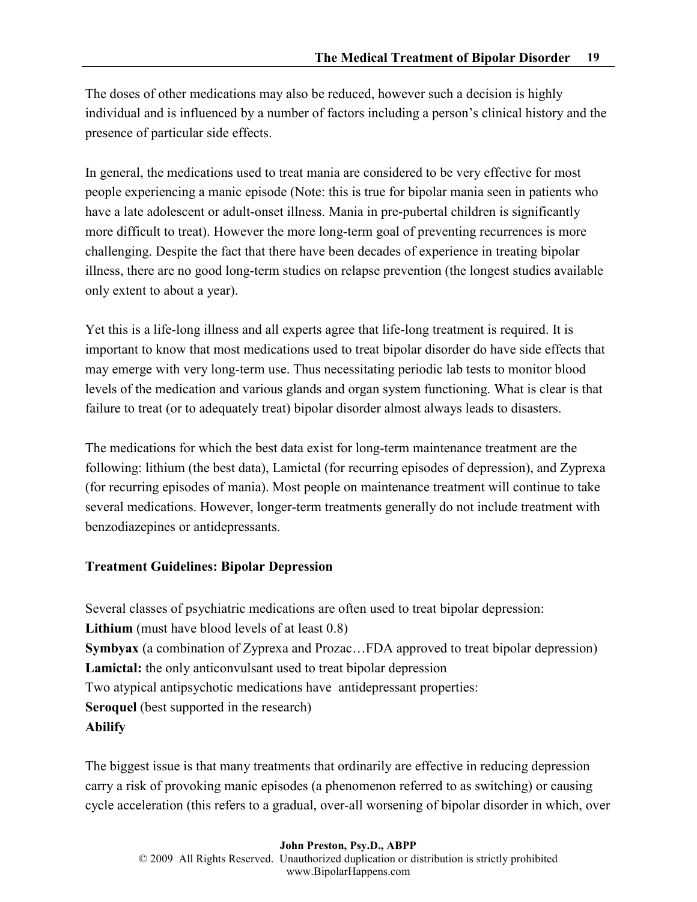The doses of other medications may also be reduced, however such a decision is highly individual and is influenced by a number of factors including a person's clinical history and the presence of particular side effects.

In general, the medications used to treat mania are considered to be very effective for most people experiencing a manic episode (Note: this is true for bipolar mania seen in patients who have a late adolescent or adult-onset illness. Mania in pre-pubertal children is significantly more difficult to treat). However the more long-term goal of preventing recurrences is more challenging. Despite the fact that there have been decades of experience in treating bipolar illness, there are no good long-term studies on relapse prevention (the longest studies available only extent to about a year).

Yet this is a life-long illness and all experts agree that life-long treatment is required. It is important to know that most medications used to treat bipolar disorder do have side effects that may emerge with very long-term use. Thus necessitating periodic lab tests to monitor blood levels of the medication and various glands and organ system functioning. What is clear is that failure to treat (or to adequately treat) bipolar disorder almost always leads to disasters.

The medications for which the best data exist for long-term maintenance treatment are the following: lithium (the best data), Lamictal (for recurring episodes of depression), and Zyprexa (for recurring episodes of mania). Most people on maintenance treatment will continue to take several medications. However, longer-term treatments generally do not include treatment with benzodiazepines or antidepressants.

**Treatment Guidelines: Bipolar Depression**

Several classes of psychiatric medications are often used to treat bipolar depression:
**Lithium** (must have blood levels of at least 0.8)
**Symbyax** (a combination of Zyprexa and Prozac…FDA approved to treat bipolar depression)
**Lamictal:** the only anticonvulsant used to treat bipolar depression
Two atypical antipsychotic medications have antidepressant properties:
**Seroquel** (best supported in the research)
**Abilify**

The biggest issue is that many treatments that ordinarily are effective in reducing depression carry a risk of provoking manic episodes (a phenomenon referred to as switching) or causing cycle acceleration (this refers to a gradual, over-all worsening of bipolar disorder in which, over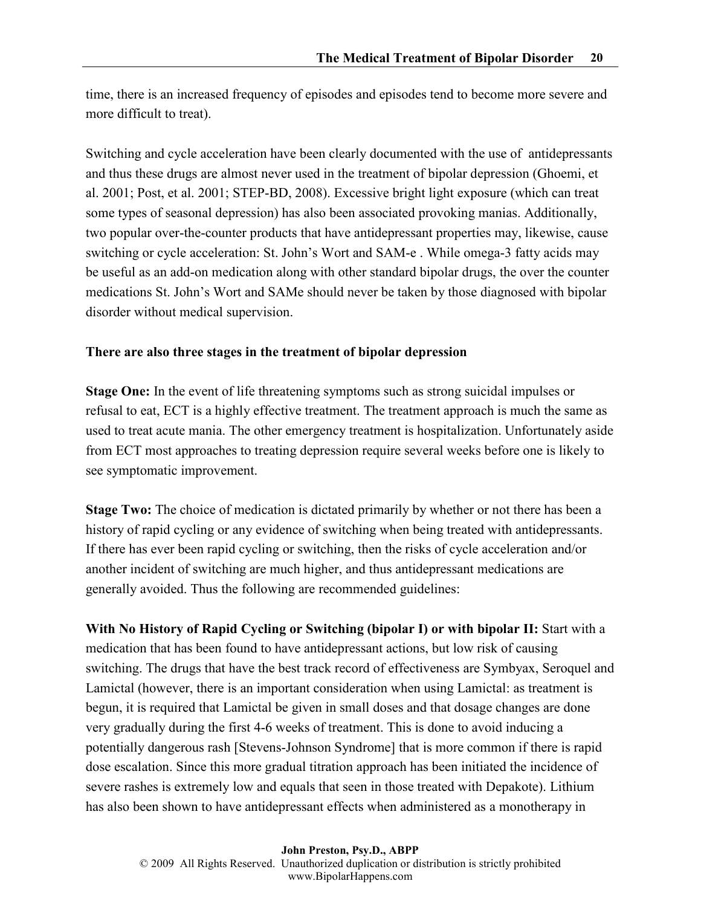time, there is an increased frequency of episodes and episodes tend to become more severe and more difficult to treat).

Switching and cycle acceleration have been clearly documented with the use of antidepressants and thus these drugs are almost never used in the treatment of bipolar depression (Ghoemi, et al. 2001; Post, et al. 2001; STEP-BD, 2008). Excessive bright light exposure (which can treat some types of seasonal depression) has also been associated provoking manias. Additionally, two popular over-the-counter products that have antidepressant properties may, likewise, cause switching or cycle acceleration: St. John's Wort and SAM-e . While omega-3 fatty acids may be useful as an add-on medication along with other standard bipolar drugs, the over the counter medications St. John's Wort and SAMe should never be taken by those diagnosed with bipolar disorder without medical supervision.

**There are also three stages in the treatment of bipolar depression**

**Stage One:** In the event of life threatening symptoms such as strong suicidal impulses or refusal to eat, ECT is a highly effective treatment. The treatment approach is much the same as used to treat acute mania. The other emergency treatment is hospitalization. Unfortunately aside from ECT most approaches to treating depression require several weeks before one is likely to see symptomatic improvement.

**Stage Two:** The choice of medication is dictated primarily by whether or not there has been a history of rapid cycling or any evidence of switching when being treated with antidepressants. If there has ever been rapid cycling or switching, then the risks of cycle acceleration and/or another incident of switching are much higher, and thus antidepressant medications are generally avoided. Thus the following are recommended guidelines:

**With No History of Rapid Cycling or Switching (bipolar I) or with bipolar II:** Start with a medication that has been found to have antidepressant actions, but low risk of causing switching. The drugs that have the best track record of effectiveness are Symbyax, Seroquel and Lamictal (however, there is an important consideration when using Lamictal: as treatment is begun, it is required that Lamictal be given in small doses and that dosage changes are done very gradually during the first 4-6 weeks of treatment. This is done to avoid inducing a potentially dangerous rash [Stevens-Johnson Syndrome] that is more common if there is rapid dose escalation. Since this more gradual titration approach has been initiated the incidence of severe rashes is extremely low and equals that seen in those treated with Depakote). Lithium has also been shown to have antidepressant effects when administered as a monotherapy in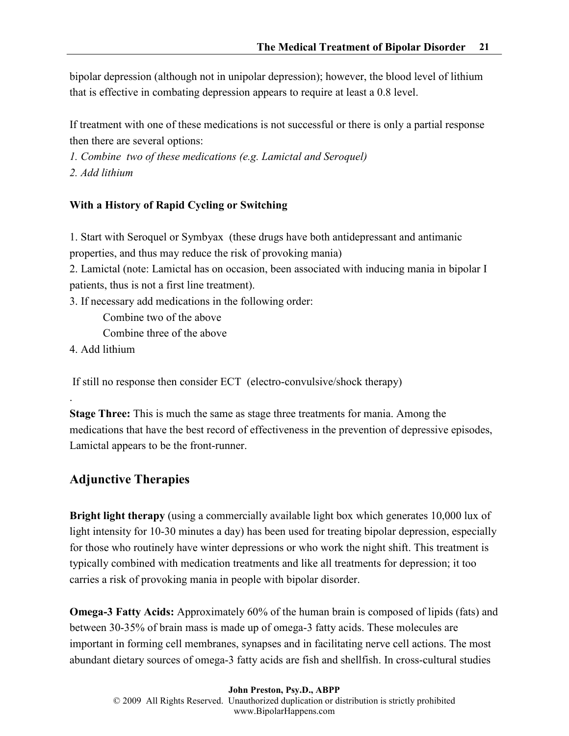bipolar depression (although not in unipolar depression); however, the blood level of lithium that is effective in combating depression appears to require at least a 0.8 level.

If treatment with one of these medications is not successful or there is only a partial response then there are several options:

*1. Combine two of these medications (e.g. Lamictal and Seroquel)*

*2. Add lithium*

**With a History of Rapid Cycling or Switching**

1. Start with Seroquel or Symbyax (these drugs have both antidepressant and antimanic properties, and thus may reduce the risk of provoking mania)
2. Lamictal (note: Lamictal has on occasion, been associated with inducing mania in bipolar I patients, thus is not a first line treatment).
3. If necessary add medications in the following order:
    - Combine two of the above
    - Combine three of the above
4. Add lithium

If still no response then consider ECT (electro-convulsive/shock therapy)

.

**Stage Three:** This is much the same as stage three treatments for mania. Among the medications that have the best record of effectiveness in the prevention of depressive episodes, Lamictal appears to be the front-runner.

## Adjunctive Therapies

**Bright light therapy** (using a commercially available light box which generates 10,000 lux of light intensity for 10-30 minutes a day) has been used for treating bipolar depression, especially for those who routinely have winter depressions or who work the night shift. This treatment is typically combined with medication treatments and like all treatments for depression; it too carries a risk of provoking mania in people with bipolar disorder.

**Omega-3 Fatty Acids:** Approximately 60% of the human brain is composed of lipids (fats) and between 30-35% of brain mass is made up of omega-3 fatty acids. These molecules are important in forming cell membranes, synapses and in facilitating nerve cell actions. The most abundant dietary sources of omega-3 fatty acids are fish and shellfish. In cross-cultural studies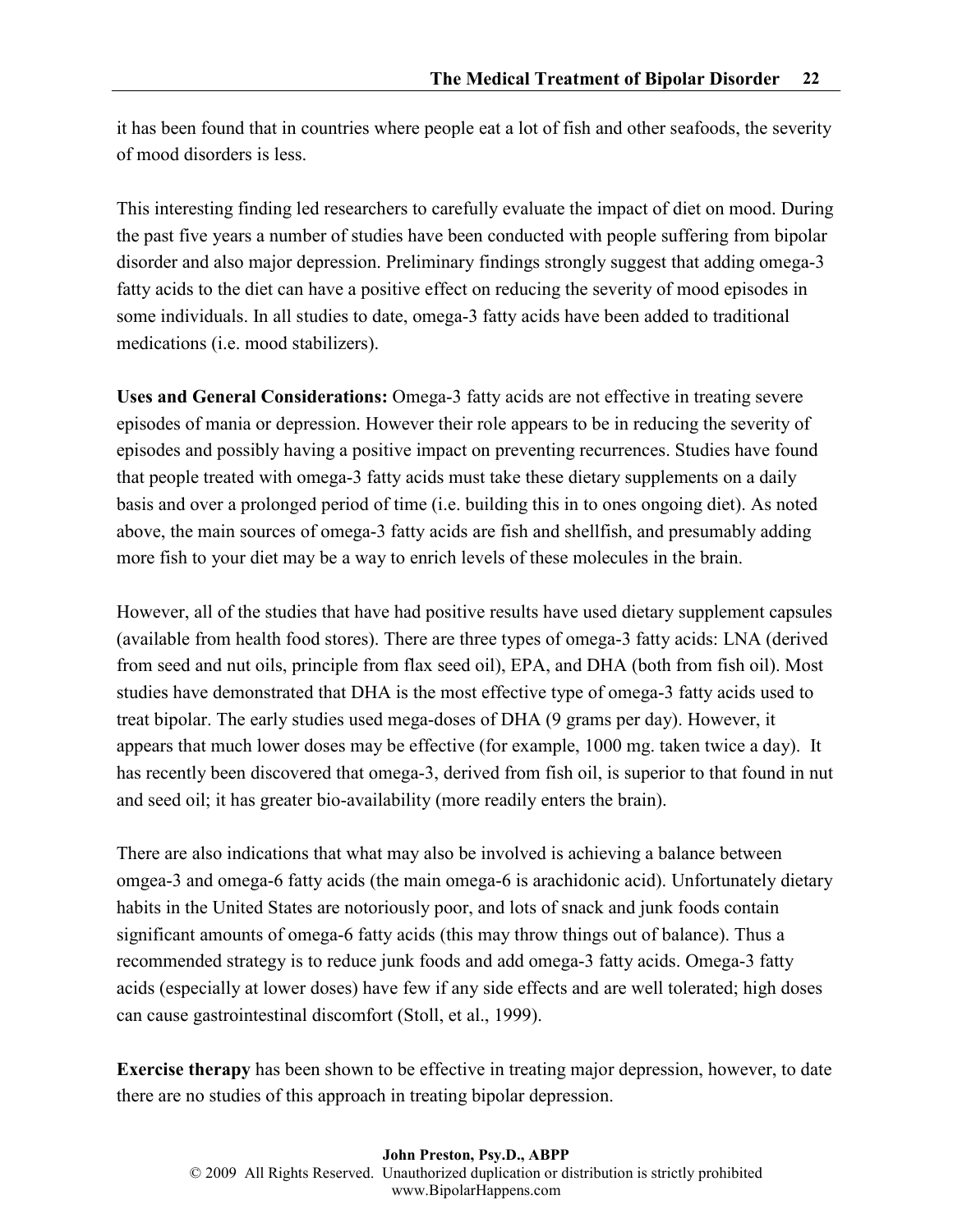it has been found that in countries where people eat a lot of fish and other seafoods, the severity of mood disorders is less.

This interesting finding led researchers to carefully evaluate the impact of diet on mood. During the past five years a number of studies have been conducted with people suffering from bipolar disorder and also major depression. Preliminary findings strongly suggest that adding omega-3 fatty acids to the diet can have a positive effect on reducing the severity of mood episodes in some individuals. In all studies to date, omega-3 fatty acids have been added to traditional medications (i.e. mood stabilizers).

**Uses and General Considerations:** Omega-3 fatty acids are not effective in treating severe episodes of mania or depression. However their role appears to be in reducing the severity of episodes and possibly having a positive impact on preventing recurrences. Studies have found that people treated with omega-3 fatty acids must take these dietary supplements on a daily basis and over a prolonged period of time (i.e. building this in to ones ongoing diet). As noted above, the main sources of omega-3 fatty acids are fish and shellfish, and presumably adding more fish to your diet may be a way to enrich levels of these molecules in the brain.

However, all of the studies that have had positive results have used dietary supplement capsules (available from health food stores). There are three types of omega-3 fatty acids: LNA (derived from seed and nut oils, principle from flax seed oil), EPA, and DHA (both from fish oil). Most studies have demonstrated that DHA is the most effective type of omega-3 fatty acids used to treat bipolar. The early studies used mega-doses of DHA (9 grams per day). However, it appears that much lower doses may be effective (for example, 1000 mg. taken twice a day). It has recently been discovered that omega-3, derived from fish oil, is superior to that found in nut and seed oil; it has greater bio-availability (more readily enters the brain).

There are also indications that what may also be involved is achieving a balance between omgea-3 and omega-6 fatty acids (the main omega-6 is arachidonic acid). Unfortunately dietary habits in the United States are notoriously poor, and lots of snack and junk foods contain significant amounts of omega-6 fatty acids (this may throw things out of balance). Thus a recommended strategy is to reduce junk foods and add omega-3 fatty acids. Omega-3 fatty acids (especially at lower doses) have few if any side effects and are well tolerated; high doses can cause gastrointestinal discomfort (Stoll, et al., 1999).

**Exercise therapy** has been shown to be effective in treating major depression, however, to date there are no studies of this approach in treating bipolar depression.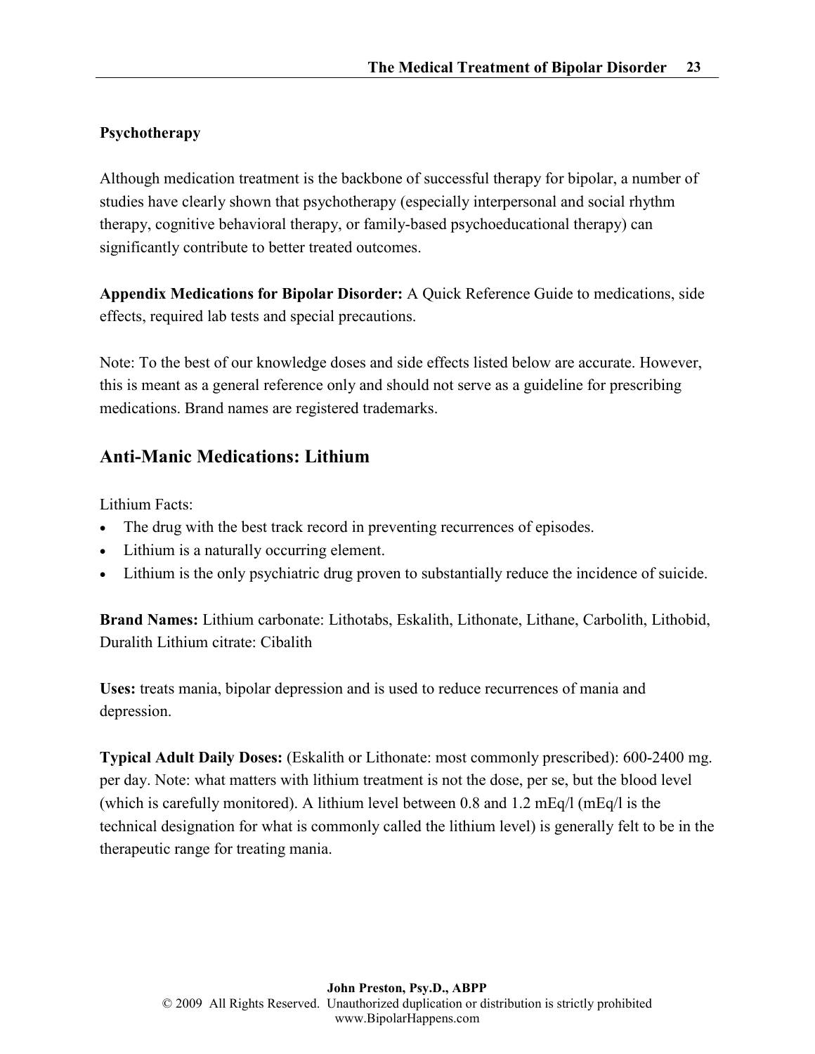**Psychotherapy**

Although medication treatment is the backbone of successful therapy for bipolar, a number of studies have clearly shown that psychotherapy (especially interpersonal and social rhythm therapy, cognitive behavioral therapy, or family-based psychoeducational therapy) can significantly contribute to better treated outcomes.

**Appendix Medications for Bipolar Disorder:** A Quick Reference Guide to medications, side effects, required lab tests and special precautions.

Note: To the best of our knowledge doses and side effects listed below are accurate. However, this is meant as a general reference only and should not serve as a guideline for prescribing medications. Brand names are registered trademarks.

## Anti-Manic Medications: Lithium

Lithium Facts:

- The drug with the best track record in preventing recurrences of episodes.
- Lithium is a naturally occurring element.
- Lithium is the only psychiatric drug proven to substantially reduce the incidence of suicide.

**Brand Names:** Lithium carbonate: Lithotabs, Eskalith, Lithonate, Lithane, Carbolith, Lithobid, Duralith Lithium citrate: Cibalith

**Uses:** treats mania, bipolar depression and is used to reduce recurrences of mania and depression.

**Typical Adult Daily Doses:** (Eskalith or Lithonate: most commonly prescribed): 600-2400 mg. per day. Note: what matters with lithium treatment is not the dose, per se, but the blood level (which is carefully monitored). A lithium level between 0.8 and 1.2 mEq/l (mEq/l is the technical designation for what is commonly called the lithium level) is generally felt to be in the therapeutic range for treating mania.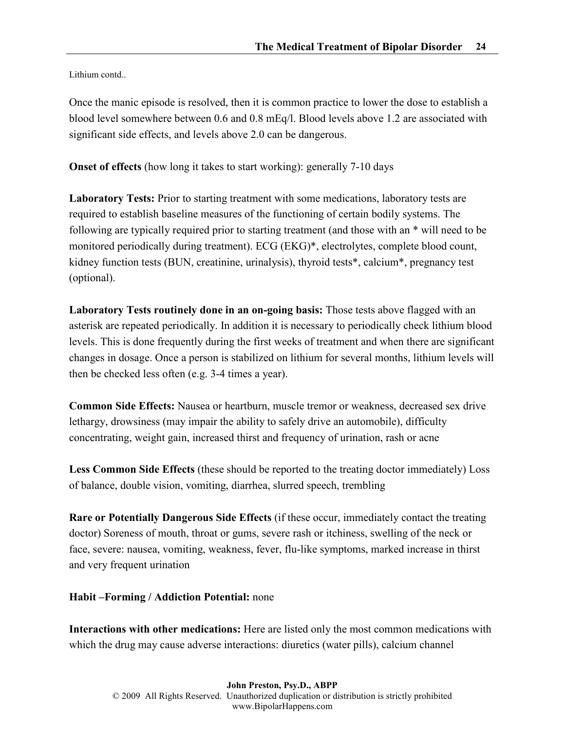Lithium contd..

Once the manic episode is resolved, then it is common practice to lower the dose to establish a blood level somewhere between 0.6 and 0.8 mEq/l. Blood levels above 1.2 are associated with significant side effects, and levels above 2.0 can be dangerous.

**Onset of effects** (how long it takes to start working): generally 7-10 days

**Laboratory Tests:** Prior to starting treatment with some medications, laboratory tests are required to establish baseline measures of the functioning of certain bodily systems. The following are typically required prior to starting treatment (and those with an * will need to be monitored periodically during treatment). ECG (EKG)*, electrolytes, complete blood count, kidney function tests (BUN, creatinine, urinalysis), thyroid tests*, calcium*, pregnancy test (optional).

**Laboratory Tests routinely done in an on-going basis:** Those tests above flagged with an asterisk are repeated periodically. In addition it is necessary to periodically check lithium blood levels. This is done frequently during the first weeks of treatment and when there are significant changes in dosage. Once a person is stabilized on lithium for several months, lithium levels will then be checked less often (e.g. 3-4 times a year).

**Common Side Effects:** Nausea or heartburn, muscle tremor or weakness, decreased sex drive lethargy, drowsiness (may impair the ability to safely drive an automobile), difficulty concentrating, weight gain, increased thirst and frequency of urination, rash or acne

**Less Common Side Effects** (these should be reported to the treating doctor immediately) Loss of balance, double vision, vomiting, diarrhea, slurred speech, trembling

**Rare or Potentially Dangerous Side Effects** (if these occur, immediately contact the treating doctor) Soreness of mouth, throat or gums, severe rash or itchiness, swelling of the neck or face, severe: nausea, vomiting, weakness, fever, flu-like symptoms, marked increase in thirst and very frequent urination

**Habit –Forming / Addiction Potential:** none

**Interactions with other medications:** Here are listed only the most common medications with which the drug may cause adverse interactions: diuretics (water pills), calcium channel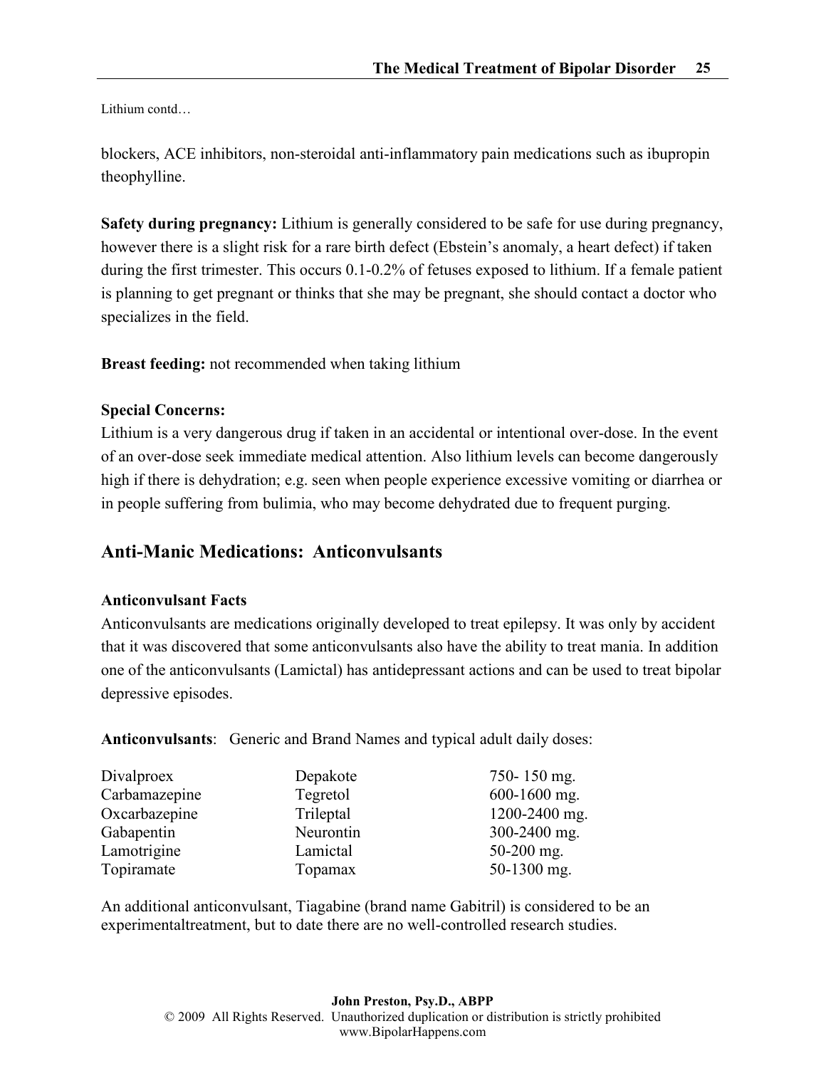Lithium contd…

blockers, ACE inhibitors, non-steroidal anti-inflammatory pain medications such as ibupropin theophylline.

**Safety during pregnancy:** Lithium is generally considered to be safe for use during pregnancy, however there is a slight risk for a rare birth defect (Ebstein's anomaly, a heart defect) if taken during the first trimester. This occurs 0.1-0.2% of fetuses exposed to lithium. If a female patient is planning to get pregnant or thinks that she may be pregnant, she should contact a doctor who specializes in the field.

**Breast feeding:** not recommended when taking lithium

**Special Concerns:**
Lithium is a very dangerous drug if taken in an accidental or intentional over-dose. In the event of an over-dose seek immediate medical attention. Also lithium levels can become dangerously high if there is dehydration; e.g. seen when people experience excessive vomiting or diarrhea or in people suffering from bulimia, who may become dehydrated due to frequent purging.

## Anti-Manic Medications: Anticonvulsants

**Anticonvulsant Facts**
Anticonvulsants are medications originally developed to treat epilepsy. It was only by accident that it was discovered that some anticonvulsants also have the ability to treat mania. In addition one of the anticonvulsants (Lamictal) has antidepressant actions and can be used to treat bipolar depressive episodes.

**Anticonvulsants**: Generic and Brand Names and typical adult daily doses:

| | | |
|---|---|---|
| Divalproex | Depakote | 750- 150 mg. |
| Carbamazepine | Tegretol | 600-1600 mg. |
| Oxcarbazepine | Trileptal | 1200-2400 mg. |
| Gabapentin | Neurontin | 300-2400 mg. |
| Lamotrigine | Lamictal | 50-200 mg. |
| Topiramate | Topamax | 50-1300 mg. |

An additional anticonvulsant, Tiagabine (brand name Gabitril) is considered to be an experimentaltreatment, but to date there are no well-controlled research studies.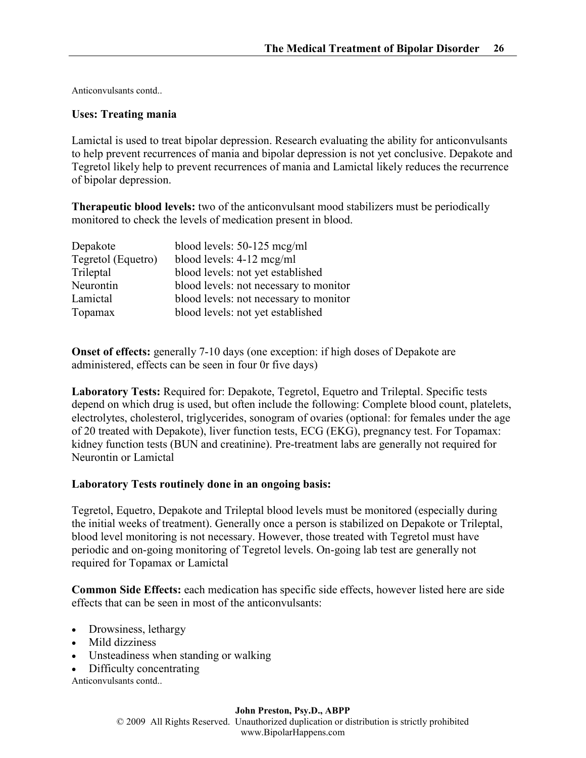Anticonvulsants contd..

**Uses: Treating mania**

Lamictal is used to treat bipolar depression. Research evaluating the ability for anticonvulsants to help prevent recurrences of mania and bipolar depression is not yet conclusive. Depakote and Tegretol likely help to prevent recurrences of mania and Lamictal likely reduces the recurrence of bipolar depression.

**Therapeutic blood levels:** two of the anticonvulsant mood stabilizers must be periodically monitored to check the levels of medication present in blood.

| | |
|---|---|
| Depakote | blood levels: 50-125 mcg/ml |
| Tegretol (Equetro) | blood levels: 4-12 mcg/ml |
| Trileptal | blood levels: not yet established |
| Neurontin | blood levels: not necessary to monitor |
| Lamictal | blood levels: not necessary to monitor |
| Topamax | blood levels: not yet established |

**Onset of effects:** generally 7-10 days (one exception: if high doses of Depakote are administered, effects can be seen in four 0r five days)

**Laboratory Tests:** Required for: Depakote, Tegretol, Equetro and Trileptal. Specific tests depend on which drug is used, but often include the following: Complete blood count, platelets, electrolytes, cholesterol, triglycerides, sonogram of ovaries (optional: for females under the age of 20 treated with Depakote), liver function tests, ECG (EKG), pregnancy test. For Topamax: kidney function tests (BUN and creatinine). Pre-treatment labs are generally not required for Neurontin or Lamictal

**Laboratory Tests routinely done in an ongoing basis:**

Tegretol, Equetro, Depakote and Trileptal blood levels must be monitored (especially during the initial weeks of treatment). Generally once a person is stabilized on Depakote or Trileptal, blood level monitoring is not necessary. However, those treated with Tegretol must have periodic and on-going monitoring of Tegretol levels. On-going lab test are generally not required for Topamax or Lamictal

**Common Side Effects:** each medication has specific side effects, however listed here are side effects that can be seen in most of the anticonvulsants:

- Drowsiness, lethargy
- Mild dizziness
- Unsteadiness when standing or walking
- Difficulty concentrating

Anticonvulsants contd..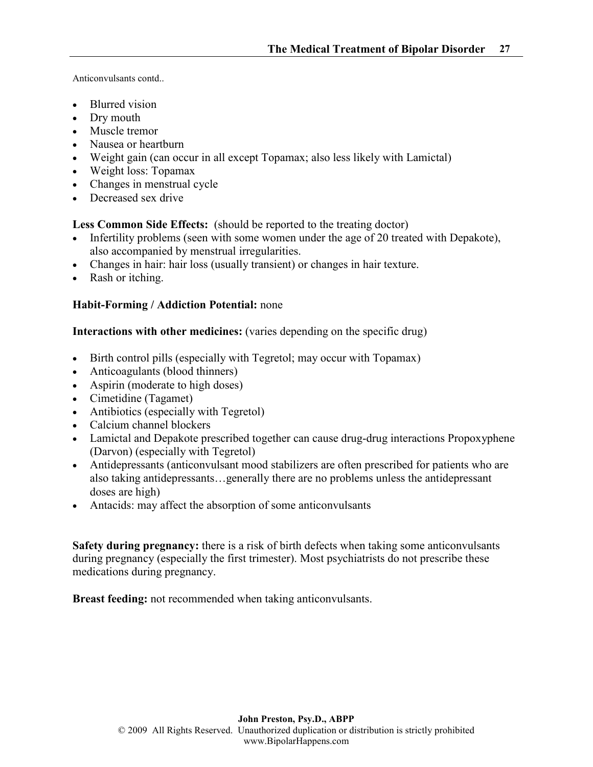Anticonvulsants contd..

- Blurred vision
- Dry mouth
- Muscle tremor
- Nausea or heartburn
- Weight gain (can occur in all except Topamax; also less likely with Lamictal)
- Weight loss: Topamax
- Changes in menstrual cycle
- Decreased sex drive

**Less Common Side Effects:** (should be reported to the treating doctor)

- Infertility problems (seen with some women under the age of 20 treated with Depakote), also accompanied by menstrual irregularities.
- Changes in hair: hair loss (usually transient) or changes in hair texture.
- Rash or itching.

**Habit-Forming / Addiction Potential:** none

**Interactions with other medicines:** (varies depending on the specific drug)

- Birth control pills (especially with Tegretol; may occur with Topamax)
- Anticoagulants (blood thinners)
- Aspirin (moderate to high doses)
- Cimetidine (Tagamet)
- Antibiotics (especially with Tegretol)
- Calcium channel blockers
- Lamictal and Depakote prescribed together can cause drug-drug interactions Propoxyphene (Darvon) (especially with Tegretol)
- Antidepressants (anticonvulsant mood stabilizers are often prescribed for patients who are also taking antidepressants…generally there are no problems unless the antidepressant doses are high)
- Antacids: may affect the absorption of some anticonvulsants

**Safety during pregnancy:** there is a risk of birth defects when taking some anticonvulsants during pregnancy (especially the first trimester). Most psychiatrists do not prescribe these medications during pregnancy.

**Breast feeding:** not recommended when taking anticonvulsants.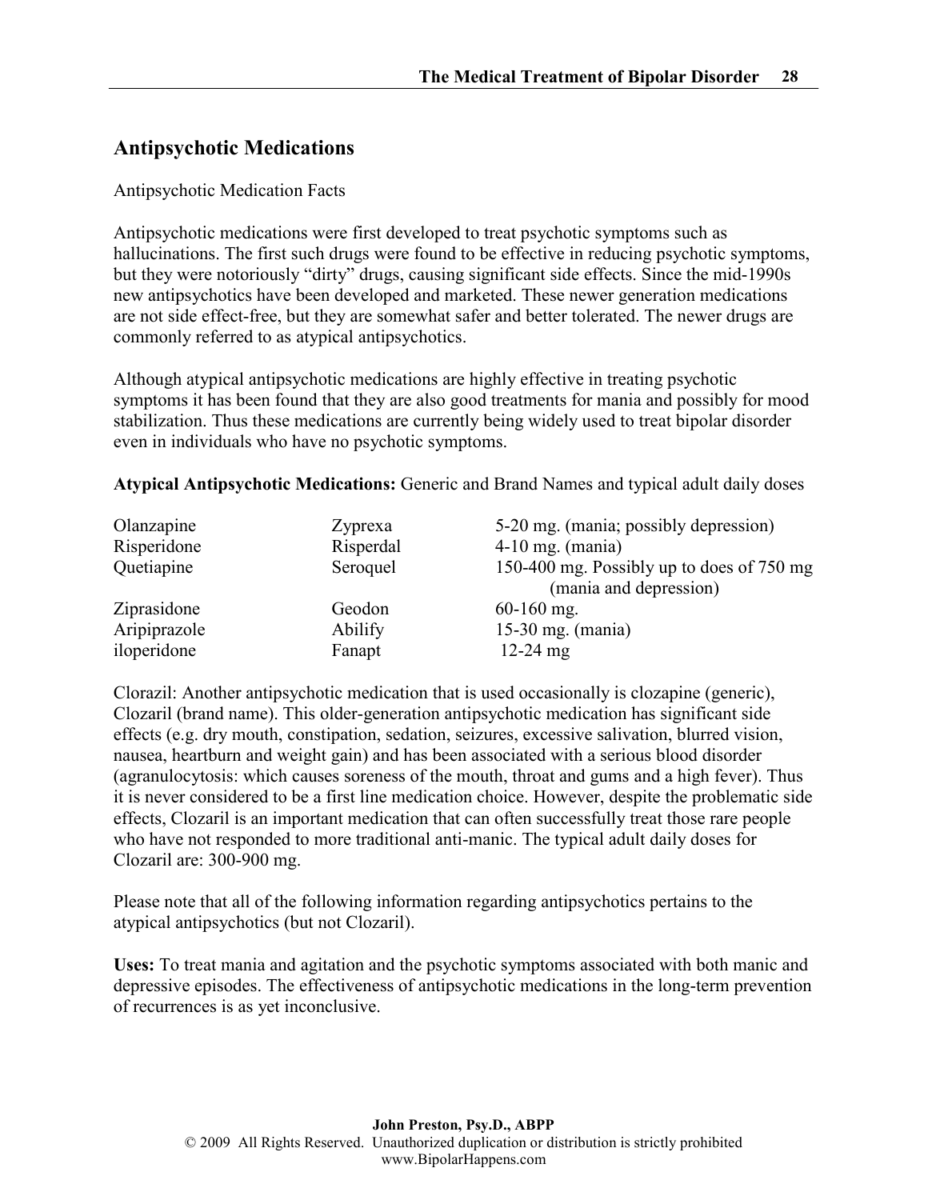## Antipsychotic Medications

Antipsychotic Medication Facts

Antipsychotic medications were first developed to treat psychotic symptoms such as hallucinations. The first such drugs were found to be effective in reducing psychotic symptoms, but they were notoriously "dirty" drugs, causing significant side effects. Since the mid-1990s new antipsychotics have been developed and marketed. These newer generation medications are not side effect-free, but they are somewhat safer and better tolerated. The newer drugs are commonly referred to as atypical antipsychotics.

Although atypical antipsychotic medications are highly effective in treating psychotic symptoms it has been found that they are also good treatments for mania and possibly for mood stabilization. Thus these medications are currently being widely used to treat bipolar disorder even in individuals who have no psychotic symptoms.

**Atypical Antipsychotic Medications:** Generic and Brand Names and typical adult daily doses

| | | |
|---|---|---|
| Olanzapine | Zyprexa | 5-20 mg. (mania; possibly depression) |
| Risperidone | Risperdal | 4-10 mg. (mania) |
| Quetiapine | Seroquel | 150-400 mg. Possibly up to does of 750 mg (mania and depression) |
| Ziprasidone | Geodon | 60-160 mg. |
| Aripiprazole | Abilify | 15-30 mg. (mania) |
| iloperidone | Fanapt | 12-24 mg |

Clorazil: Another antipsychotic medication that is used occasionally is clozapine (generic), Clozaril (brand name). This older-generation antipsychotic medication has significant side effects (e.g. dry mouth, constipation, sedation, seizures, excessive salivation, blurred vision, nausea, heartburn and weight gain) and has been associated with a serious blood disorder (agranulocytosis: which causes soreness of the mouth, throat and gums and a high fever). Thus it is never considered to be a first line medication choice. However, despite the problematic side effects, Clozaril is an important medication that can often successfully treat those rare people who have not responded to more traditional anti-manic. The typical adult daily doses for Clozaril are: 300-900 mg.

Please note that all of the following information regarding antipsychotics pertains to the atypical antipsychotics (but not Clozaril).

**Uses:** To treat mania and agitation and the psychotic symptoms associated with both manic and depressive episodes. The effectiveness of antipsychotic medications in the long-term prevention of recurrences is as yet inconclusive.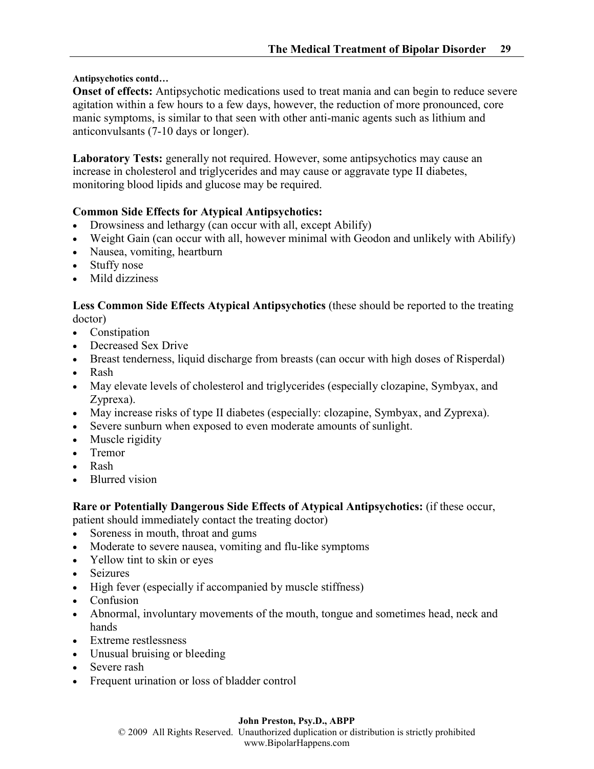**Antipsychotics contd…**

**Onset of effects:** Antipsychotic medications used to treat mania and can begin to reduce severe agitation within a few hours to a few days, however, the reduction of more pronounced, core manic symptoms, is similar to that seen with other anti-manic agents such as lithium and anticonvulsants (7-10 days or longer).

**Laboratory Tests:** generally not required. However, some antipsychotics may cause an increase in cholesterol and triglycerides and may cause or aggravate type II diabetes, monitoring blood lipids and glucose may be required.

**Common Side Effects for Atypical Antipsychotics:**

- Drowsiness and lethargy (can occur with all, except Abilify)
- Weight Gain (can occur with all, however minimal with Geodon and unlikely with Abilify)
- Nausea, vomiting, heartburn
- Stuffy nose
- Mild dizziness

**Less Common Side Effects Atypical Antipsychotics** (these should be reported to the treating doctor)

- Constipation
- Decreased Sex Drive
- Breast tenderness, liquid discharge from breasts (can occur with high doses of Risperdal)
- Rash
- May elevate levels of cholesterol and triglycerides (especially clozapine, Symbyax, and Zyprexa).
- May increase risks of type II diabetes (especially: clozapine, Symbyax, and Zyprexa).
- Severe sunburn when exposed to even moderate amounts of sunlight.
- Muscle rigidity
- Tremor
- Rash
- Blurred vision

**Rare or Potentially Dangerous Side Effects of Atypical Antipsychotics:** (if these occur, patient should immediately contact the treating doctor)

- Soreness in mouth, throat and gums
- Moderate to severe nausea, vomiting and flu-like symptoms
- Yellow tint to skin or eyes
- Seizures
- High fever (especially if accompanied by muscle stiffness)
- Confusion
- Abnormal, involuntary movements of the mouth, tongue and sometimes head, neck and hands
- Extreme restlessness
- Unusual bruising or bleeding
- Severe rash
- Frequent urination or loss of bladder control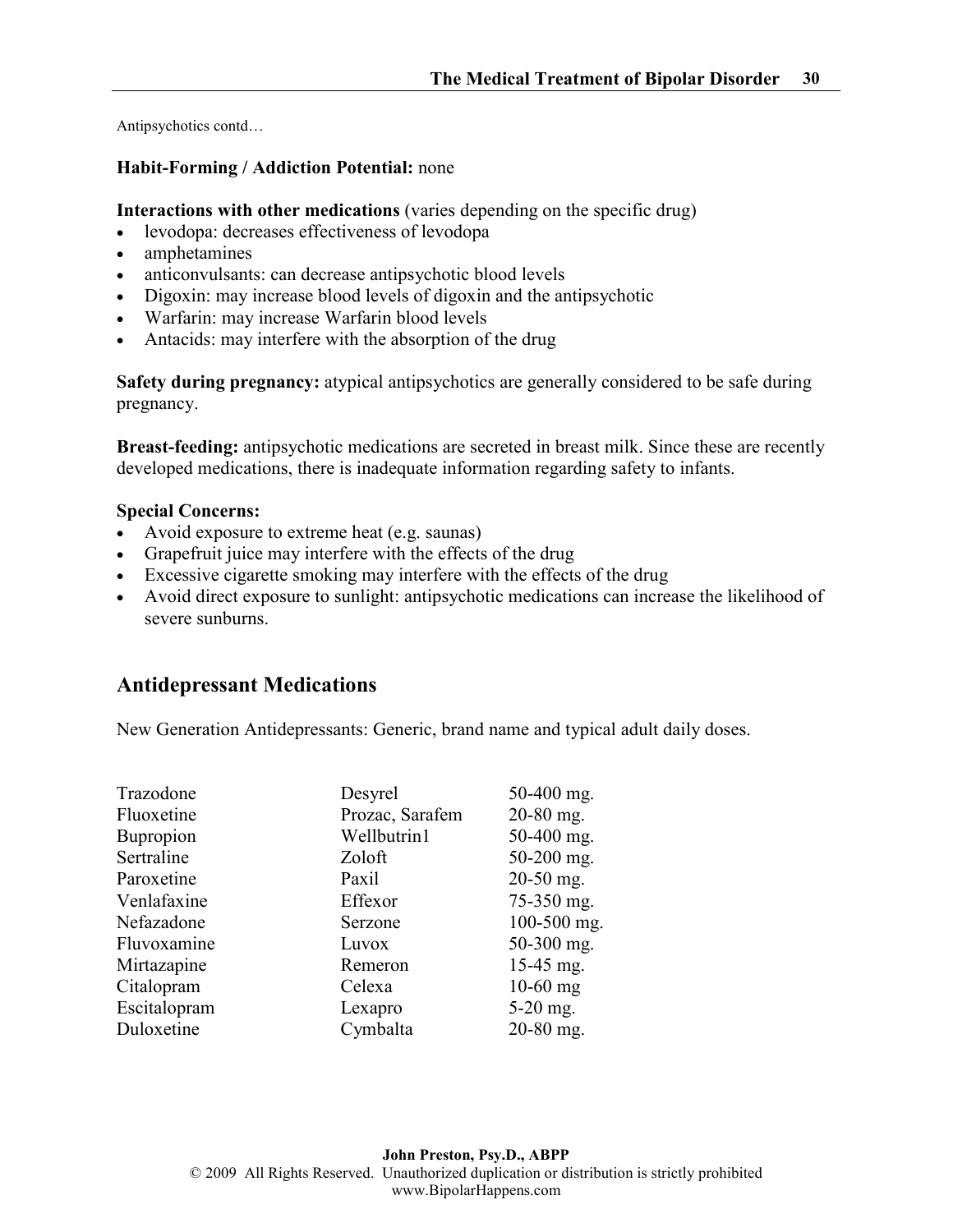Antipsychotics contd…

**Habit-Forming / Addiction Potential:** none

**Interactions with other medications** (varies depending on the specific drug)

- levodopa: decreases effectiveness of levodopa
- amphetamines
- anticonvulsants: can decrease antipsychotic blood levels
- Digoxin: may increase blood levels of digoxin and the antipsychotic
- Warfarin: may increase Warfarin blood levels
- Antacids: may interfere with the absorption of the drug

**Safety during pregnancy:** atypical antipsychotics are generally considered to be safe during pregnancy.

**Breast-feeding:** antipsychotic medications are secreted in breast milk. Since these are recently developed medications, there is inadequate information regarding safety to infants.

**Special Concerns:**

- Avoid exposure to extreme heat (e.g. saunas)
- Grapefruit juice may interfere with the effects of the drug
- Excessive cigarette smoking may interfere with the effects of the drug
- Avoid direct exposure to sunlight: antipsychotic medications can increase the likelihood of severe sunburns.

## Antidepressant Medications

New Generation Antidepressants: Generic, brand name and typical adult daily doses.

| | | |
|---|---|---|
| Trazodone | Desyrel | 50-400 mg. |
| Fluoxetine | Prozac, Sarafem | 20-80 mg. |
| Bupropion | Wellbutrin1 | 50-400 mg. |
| Sertraline | Zoloft | 50-200 mg. |
| Paroxetine | Paxil | 20-50 mg. |
| Venlafaxine | Effexor | 75-350 mg. |
| Nefazadone | Serzone | 100-500 mg. |
| Fluvoxamine | Luvox | 50-300 mg. |
| Mirtazapine | Remeron | 15-45 mg. |
| Citalopram | Celexa | 10-60 mg |
| Escitalopram | Lexapro | 5-20 mg. |
| Duloxetine | Cymbalta | 20-80 mg. |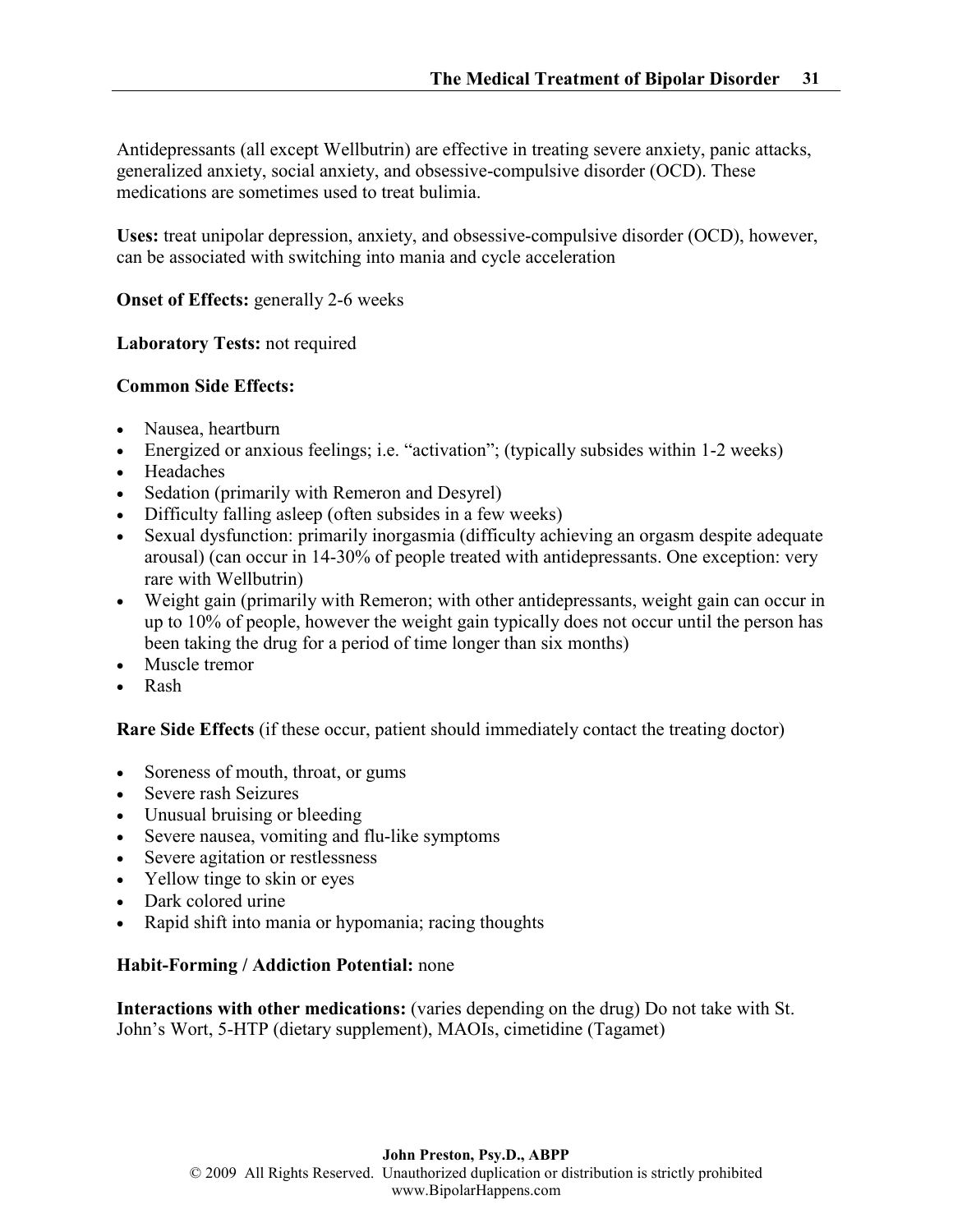Antidepressants (all except Wellbutrin) are effective in treating severe anxiety, panic attacks, generalized anxiety, social anxiety, and obsessive-compulsive disorder (OCD). These medications are sometimes used to treat bulimia.

**Uses:** treat unipolar depression, anxiety, and obsessive-compulsive disorder (OCD), however, can be associated with switching into mania and cycle acceleration

**Onset of Effects:** generally 2-6 weeks

**Laboratory Tests:** not required

**Common Side Effects:**

- Nausea, heartburn
- Energized or anxious feelings; i.e. "activation"; (typically subsides within 1-2 weeks)
- Headaches
- Sedation (primarily with Remeron and Desyrel)
- Difficulty falling asleep (often subsides in a few weeks)
- Sexual dysfunction: primarily inorgasmia (difficulty achieving an orgasm despite adequate arousal) (can occur in 14-30% of people treated with antidepressants. One exception: very rare with Wellbutrin)
- Weight gain (primarily with Remeron; with other antidepressants, weight gain can occur in up to 10% of people, however the weight gain typically does not occur until the person has been taking the drug for a period of time longer than six months)
- Muscle tremor
- Rash

**Rare Side Effects** (if these occur, patient should immediately contact the treating doctor)

- Soreness of mouth, throat, or gums
- Severe rash Seizures
- Unusual bruising or bleeding
- Severe nausea, vomiting and flu-like symptoms
- Severe agitation or restlessness
- Yellow tinge to skin or eyes
- Dark colored urine
- Rapid shift into mania or hypomania; racing thoughts

**Habit-Forming / Addiction Potential:** none

**Interactions with other medications:** (varies depending on the drug) Do not take with St. John's Wort, 5-HTP (dietary supplement), MAOIs, cimetidine (Tagamet)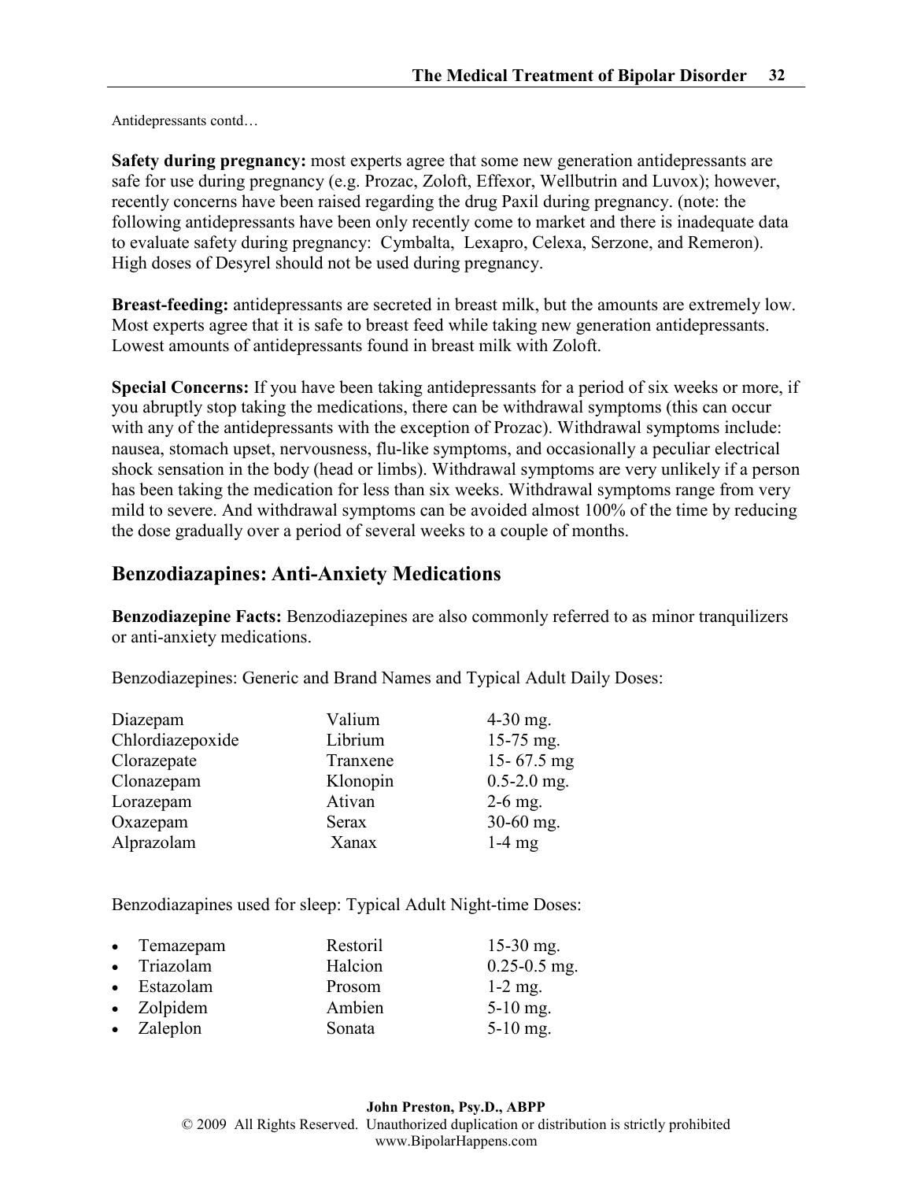Antidepressants contd…

**Safety during pregnancy:** most experts agree that some new generation antidepressants are safe for use during pregnancy (e.g. Prozac, Zoloft, Effexor, Wellbutrin and Luvox); however, recently concerns have been raised regarding the drug Paxil during pregnancy. (note: the following antidepressants have been only recently come to market and there is inadequate data to evaluate safety during pregnancy: Cymbalta, Lexapro, Celexa, Serzone, and Remeron). High doses of Desyrel should not be used during pregnancy.

**Breast-feeding:** antidepressants are secreted in breast milk, but the amounts are extremely low. Most experts agree that it is safe to breast feed while taking new generation antidepressants. Lowest amounts of antidepressants found in breast milk with Zoloft.

**Special Concerns:** If you have been taking antidepressants for a period of six weeks or more, if you abruptly stop taking the medications, there can be withdrawal symptoms (this can occur with any of the antidepressants with the exception of Prozac). Withdrawal symptoms include: nausea, stomach upset, nervousness, flu-like symptoms, and occasionally a peculiar electrical shock sensation in the body (head or limbs). Withdrawal symptoms are very unlikely if a person has been taking the medication for less than six weeks. Withdrawal symptoms range from very mild to severe. And withdrawal symptoms can be avoided almost 100% of the time by reducing the dose gradually over a period of several weeks to a couple of months.

## Benzodiazapines: Anti-Anxiety Medications

**Benzodiazepine Facts:** Benzodiazepines are also commonly referred to as minor tranquilizers or anti-anxiety medications.

Benzodiazepines: Generic and Brand Names and Typical Adult Daily Doses:

| | | |
|---|---|---|
| Diazepam | Valium | 4-30 mg. |
| Chlordiazepoxide | Librium | 15-75 mg. |
| Clorazepate | Tranxene | 15- 67.5 mg |
| Clonazepam | Klonopin | 0.5-2.0 mg. |
| Lorazepam | Ativan | 2-6 mg. |
| Oxazepam | Serax | 30-60 mg. |
| Alprazolam | Xanax | 1-4 mg |

Benzodiazapines used for sleep: Typical Adult Night-time Doses:

- Temazepam — Restoril — 15-30 mg.
- Triazolam — Halcion — 0.25-0.5 mg.
- Estazolam — Prosom — 1-2 mg.
- Zolpidem — Ambien — 5-10 mg.
- Zaleplon — Sonata — 5-10 mg.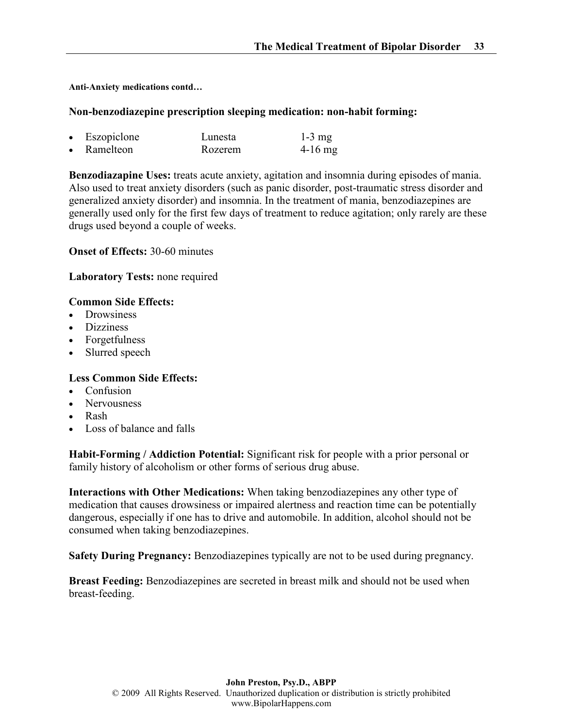**Anti-Anxiety medications contd…**

**Non-benzodiazepine prescription sleeping medication: non-habit forming:**

| | | |
|---|---|---|
| • Eszopiclone | Lunesta | 1-3 mg |
| • Ramelteon | Rozerem | 4-16 mg |

**Benzodiazapine Uses:** treats acute anxiety, agitation and insomnia during episodes of mania. Also used to treat anxiety disorders (such as panic disorder, post-traumatic stress disorder and generalized anxiety disorder) and insomnia. In the treatment of mania, benzodiazepines are generally used only for the first few days of treatment to reduce agitation; only rarely are these drugs used beyond a couple of weeks.

**Onset of Effects:** 30-60 minutes

**Laboratory Tests:** none required

**Common Side Effects:**
- Drowsiness
- Dizziness
- Forgetfulness
- Slurred speech

**Less Common Side Effects:**
- Confusion
- Nervousness
- Rash
- Loss of balance and falls

**Habit-Forming / Addiction Potential:** Significant risk for people with a prior personal or family history of alcoholism or other forms of serious drug abuse.

**Interactions with Other Medications:** When taking benzodiazepines any other type of medication that causes drowsiness or impaired alertness and reaction time can be potentially dangerous, especially if one has to drive and automobile. In addition, alcohol should not be consumed when taking benzodiazepines.

**Safety During Pregnancy:** Benzodiazepines typically are not to be used during pregnancy.

**Breast Feeding:** Benzodiazepines are secreted in breast milk and should not be used when breast-feeding.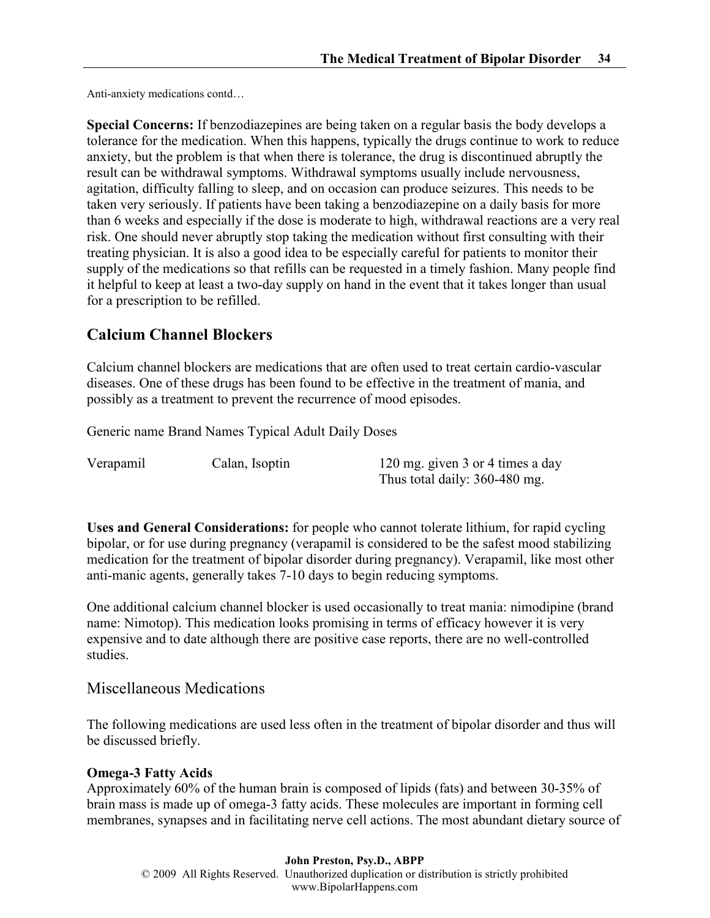Anti-anxiety medications contd…

**Special Concerns:** If benzodiazepines are being taken on a regular basis the body develops a tolerance for the medication. When this happens, typically the drugs continue to work to reduce anxiety, but the problem is that when there is tolerance, the drug is discontinued abruptly the result can be withdrawal symptoms. Withdrawal symptoms usually include nervousness, agitation, difficulty falling to sleep, and on occasion can produce seizures. This needs to be taken very seriously. If patients have been taking a benzodiazepine on a daily basis for more than 6 weeks and especially if the dose is moderate to high, withdrawal reactions are a very real risk. One should never abruptly stop taking the medication without first consulting with their treating physician. It is also a good idea to be especially careful for patients to monitor their supply of the medications so that refills can be requested in a timely fashion. Many people find it helpful to keep at least a two-day supply on hand in the event that it takes longer than usual for a prescription to be refilled.

## Calcium Channel Blockers

Calcium channel blockers are medications that are often used to treat certain cardio-vascular diseases. One of these drugs has been found to be effective in the treatment of mania, and possibly as a treatment to prevent the recurrence of mood episodes.

| Generic name | Brand Names | Typical Adult Daily Doses |
|---|---|---|
| Verapamil | Calan, Isoptin | 120 mg. given 3 or 4 times a day<br>Thus total daily: 360-480 mg. |

**Uses and General Considerations:** for people who cannot tolerate lithium, for rapid cycling bipolar, or for use during pregnancy (verapamil is considered to be the safest mood stabilizing medication for the treatment of bipolar disorder during pregnancy). Verapamil, like most other anti-manic agents, generally takes 7-10 days to begin reducing symptoms.

One additional calcium channel blocker is used occasionally to treat mania: nimodipine (brand name: Nimotop). This medication looks promising in terms of efficacy however it is very expensive and to date although there are positive case reports, there are no well-controlled studies.

## Miscellaneous Medications

The following medications are used less often in the treatment of bipolar disorder and thus will be discussed briefly.

**Omega-3 Fatty Acids**

Approximately 60% of the human brain is composed of lipids (fats) and between 30-35% of brain mass is made up of omega-3 fatty acids. These molecules are important in forming cell membranes, synapses and in facilitating nerve cell actions. The most abundant dietary source of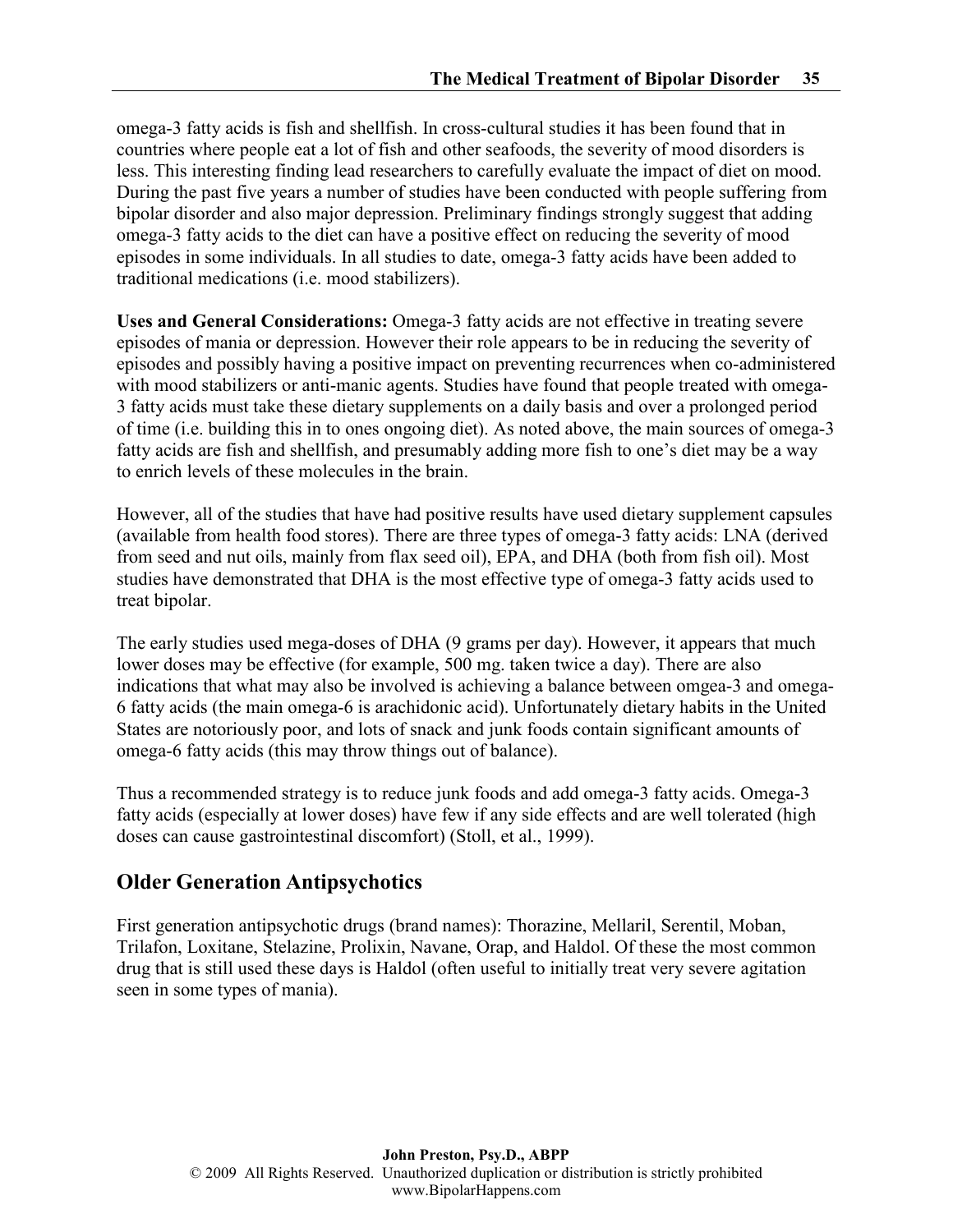omega-3 fatty acids is fish and shellfish. In cross-cultural studies it has been found that in countries where people eat a lot of fish and other seafoods, the severity of mood disorders is less. This interesting finding lead researchers to carefully evaluate the impact of diet on mood. During the past five years a number of studies have been conducted with people suffering from bipolar disorder and also major depression. Preliminary findings strongly suggest that adding omega-3 fatty acids to the diet can have a positive effect on reducing the severity of mood episodes in some individuals. In all studies to date, omega-3 fatty acids have been added to traditional medications (i.e. mood stabilizers).

**Uses and General Considerations:** Omega-3 fatty acids are not effective in treating severe episodes of mania or depression. However their role appears to be in reducing the severity of episodes and possibly having a positive impact on preventing recurrences when co-administered with mood stabilizers or anti-manic agents. Studies have found that people treated with omega-3 fatty acids must take these dietary supplements on a daily basis and over a prolonged period of time (i.e. building this in to ones ongoing diet). As noted above, the main sources of omega-3 fatty acids are fish and shellfish, and presumably adding more fish to one's diet may be a way to enrich levels of these molecules in the brain.

However, all of the studies that have had positive results have used dietary supplement capsules (available from health food stores). There are three types of omega-3 fatty acids: LNA (derived from seed and nut oils, mainly from flax seed oil), EPA, and DHA (both from fish oil). Most studies have demonstrated that DHA is the most effective type of omega-3 fatty acids used to treat bipolar.

The early studies used mega-doses of DHA (9 grams per day). However, it appears that much lower doses may be effective (for example, 500 mg. taken twice a day). There are also indications that what may also be involved is achieving a balance between omgea-3 and omega-6 fatty acids (the main omega-6 is arachidonic acid). Unfortunately dietary habits in the United States are notoriously poor, and lots of snack and junk foods contain significant amounts of omega-6 fatty acids (this may throw things out of balance).

Thus a recommended strategy is to reduce junk foods and add omega-3 fatty acids. Omega-3 fatty acids (especially at lower doses) have few if any side effects and are well tolerated (high doses can cause gastrointestinal discomfort) (Stoll, et al., 1999).

## Older Generation Antipsychotics

First generation antipsychotic drugs (brand names): Thorazine, Mellaril, Serentil, Moban, Trilafon, Loxitane, Stelazine, Prolixin, Navane, Orap, and Haldol. Of these the most common drug that is still used these days is Haldol (often useful to initially treat very severe agitation seen in some types of mania).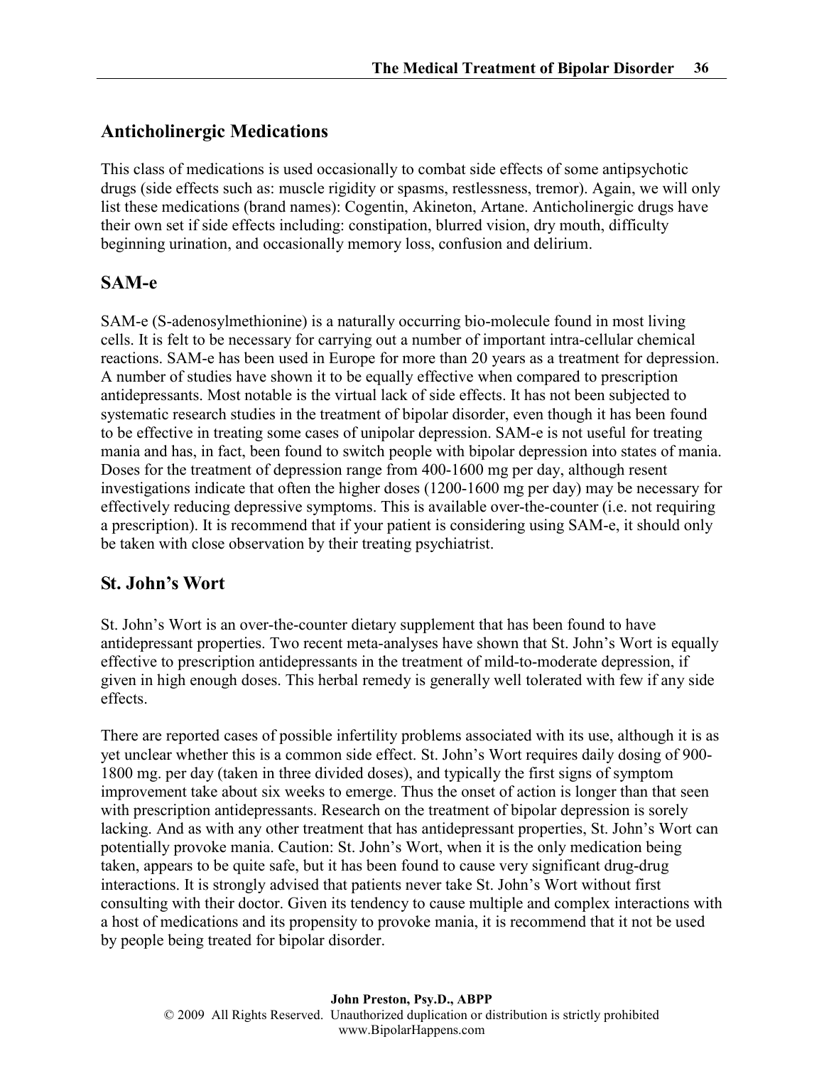## Anticholinergic Medications

This class of medications is used occasionally to combat side effects of some antipsychotic drugs (side effects such as: muscle rigidity or spasms, restlessness, tremor). Again, we will only list these medications (brand names): Cogentin, Akineton, Artane. Anticholinergic drugs have their own set if side effects including: constipation, blurred vision, dry mouth, difficulty beginning urination, and occasionally memory loss, confusion and delirium.

## SAM-e

SAM-e (S-adenosylmethionine) is a naturally occurring bio-molecule found in most living cells. It is felt to be necessary for carrying out a number of important intra-cellular chemical reactions. SAM-e has been used in Europe for more than 20 years as a treatment for depression. A number of studies have shown it to be equally effective when compared to prescription antidepressants. Most notable is the virtual lack of side effects. It has not been subjected to systematic research studies in the treatment of bipolar disorder, even though it has been found to be effective in treating some cases of unipolar depression. SAM-e is not useful for treating mania and has, in fact, been found to switch people with bipolar depression into states of mania. Doses for the treatment of depression range from 400-1600 mg per day, although resent investigations indicate that often the higher doses (1200-1600 mg per day) may be necessary for effectively reducing depressive symptoms. This is available over-the-counter (i.e. not requiring a prescription). It is recommend that if your patient is considering using SAM-e, it should only be taken with close observation by their treating psychiatrist.

## St. John's Wort

St. John's Wort is an over-the-counter dietary supplement that has been found to have antidepressant properties. Two recent meta-analyses have shown that St. John's Wort is equally effective to prescription antidepressants in the treatment of mild-to-moderate depression, if given in high enough doses. This herbal remedy is generally well tolerated with few if any side effects.

There are reported cases of possible infertility problems associated with its use, although it is as yet unclear whether this is a common side effect. St. John's Wort requires daily dosing of 900-1800 mg. per day (taken in three divided doses), and typically the first signs of symptom improvement take about six weeks to emerge. Thus the onset of action is longer than that seen with prescription antidepressants. Research on the treatment of bipolar depression is sorely lacking. And as with any other treatment that has antidepressant properties, St. John's Wort can potentially provoke mania. Caution: St. John's Wort, when it is the only medication being taken, appears to be quite safe, but it has been found to cause very significant drug-drug interactions. It is strongly advised that patients never take St. John's Wort without first consulting with their doctor. Given its tendency to cause multiple and complex interactions with a host of medications and its propensity to provoke mania, it is recommend that it not be used by people being treated for bipolar disorder.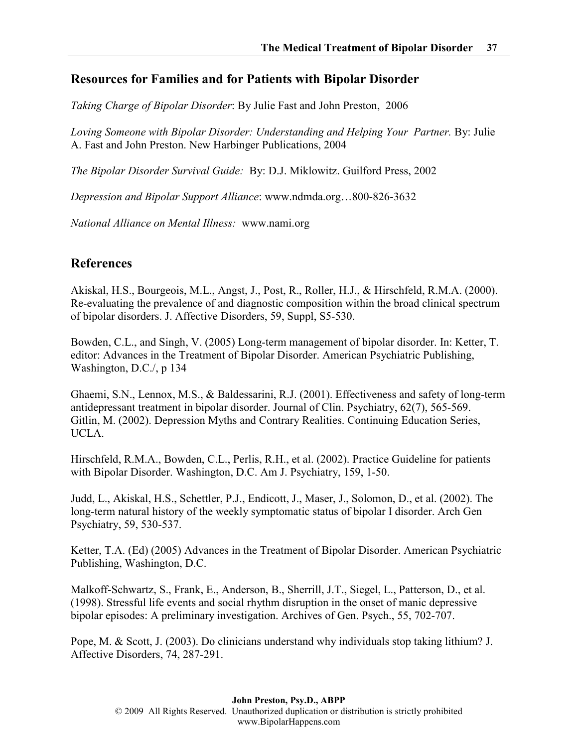## Resources for Families and for Patients with Bipolar Disorder

*Taking Charge of Bipolar Disorder*: By Julie Fast and John Preston, 2006

*Loving Someone with Bipolar Disorder: Understanding and Helping Your Partner.* By: Julie A. Fast and John Preston. New Harbinger Publications, 2004

*The Bipolar Disorder Survival Guide:* By: D.J. Miklowitz. Guilford Press, 2002

*Depression and Bipolar Support Alliance*: www.ndmda.org…800-826-3632

*National Alliance on Mental Illness:* www.nami.org

## References

Akiskal, H.S., Bourgeois, M.L., Angst, J., Post, R., Roller, H.J., & Hirschfeld, R.M.A. (2000). Re-evaluating the prevalence of and diagnostic composition within the broad clinical spectrum of bipolar disorders. J. Affective Disorders, 59, Suppl, S5-530.

Bowden, C.L., and Singh, V. (2005) Long-term management of bipolar disorder. In: Ketter, T. editor: Advances in the Treatment of Bipolar Disorder. American Psychiatric Publishing, Washington, D.C./, p 134

Ghaemi, S.N., Lennox, M.S., & Baldessarini, R.J. (2001). Effectiveness and safety of long-term antidepressant treatment in bipolar disorder. Journal of Clin. Psychiatry, 62(7), 565-569.
Gitlin, M. (2002). Depression Myths and Contrary Realities. Continuing Education Series, UCLA.

Hirschfeld, R.M.A., Bowden, C.L., Perlis, R.H., et al. (2002). Practice Guideline for patients with Bipolar Disorder. Washington, D.C. Am J. Psychiatry, 159, 1-50.

Judd, L., Akiskal, H.S., Schettler, P.J., Endicott, J., Maser, J., Solomon, D., et al. (2002). The long-term natural history of the weekly symptomatic status of bipolar I disorder. Arch Gen Psychiatry, 59, 530-537.

Ketter, T.A. (Ed) (2005) Advances in the Treatment of Bipolar Disorder. American Psychiatric Publishing, Washington, D.C.

Malkoff-Schwartz, S., Frank, E., Anderson, B., Sherrill, J.T., Siegel, L., Patterson, D., et al. (1998). Stressful life events and social rhythm disruption in the onset of manic depressive bipolar episodes: A preliminary investigation. Archives of Gen. Psych., 55, 702-707.

Pope, M. & Scott, J. (2003). Do clinicians understand why individuals stop taking lithium? J. Affective Disorders, 74, 287-291.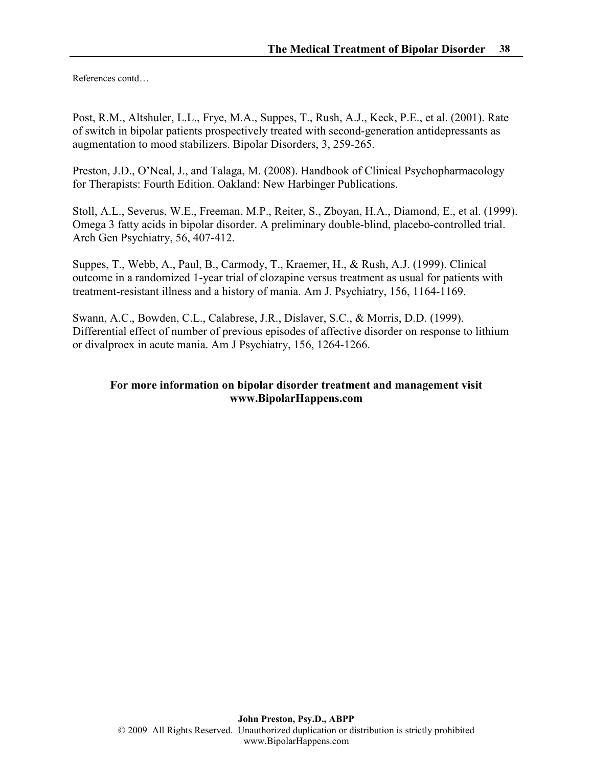References contd…

Post, R.M., Altshuler, L.L., Frye, M.A., Suppes, T., Rush, A.J., Keck, P.E., et al. (2001). Rate of switch in bipolar patients prospectively treated with second-generation antidepressants as augmentation to mood stabilizers. Bipolar Disorders, 3, 259-265.

Preston, J.D., O'Neal, J., and Talaga, M. (2008). Handbook of Clinical Psychopharmacology for Therapists: Fourth Edition. Oakland: New Harbinger Publications.

Stoll, A.L., Severus, W.E., Freeman, M.P., Reiter, S., Zboyan, H.A., Diamond, E., et al. (1999). Omega 3 fatty acids in bipolar disorder. A preliminary double-blind, placebo-controlled trial. Arch Gen Psychiatry, 56, 407-412.

Suppes, T., Webb, A., Paul, B., Carmody, T., Kraemer, H., & Rush, A.J. (1999). Clinical outcome in a randomized 1-year trial of clozapine versus treatment as usual for patients with treatment-resistant illness and a history of mania. Am J. Psychiatry, 156, 1164-1169.

Swann, A.C., Bowden, C.L., Calabrese, J.R., Dislaver, S.C., & Morris, D.D. (1999). Differential effect of number of previous episodes of affective disorder on response to lithium or divalproex in acute mania. Am J Psychiatry, 156, 1264-1266.

**For more information on bipolar disorder treatment and management visit www.BipolarHappens.com**